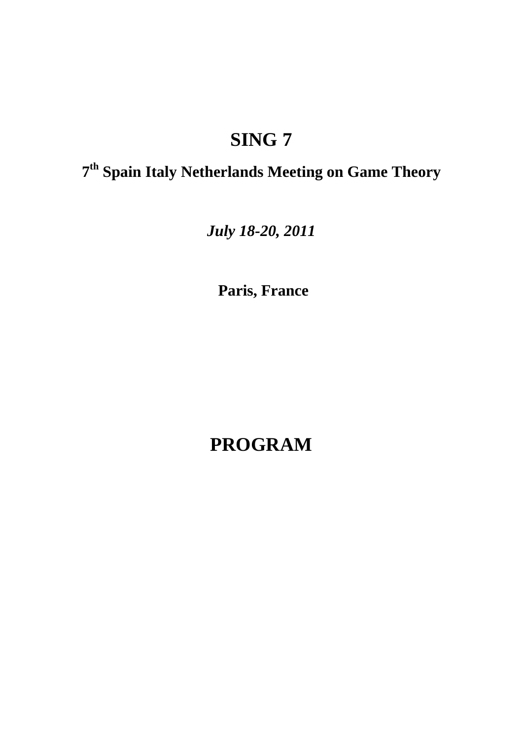# SING 7

## 7th Spain Italy Netherlands Meeting on Game Theory

***July 18-20, 2011***

**Paris, France**

# PROGRAM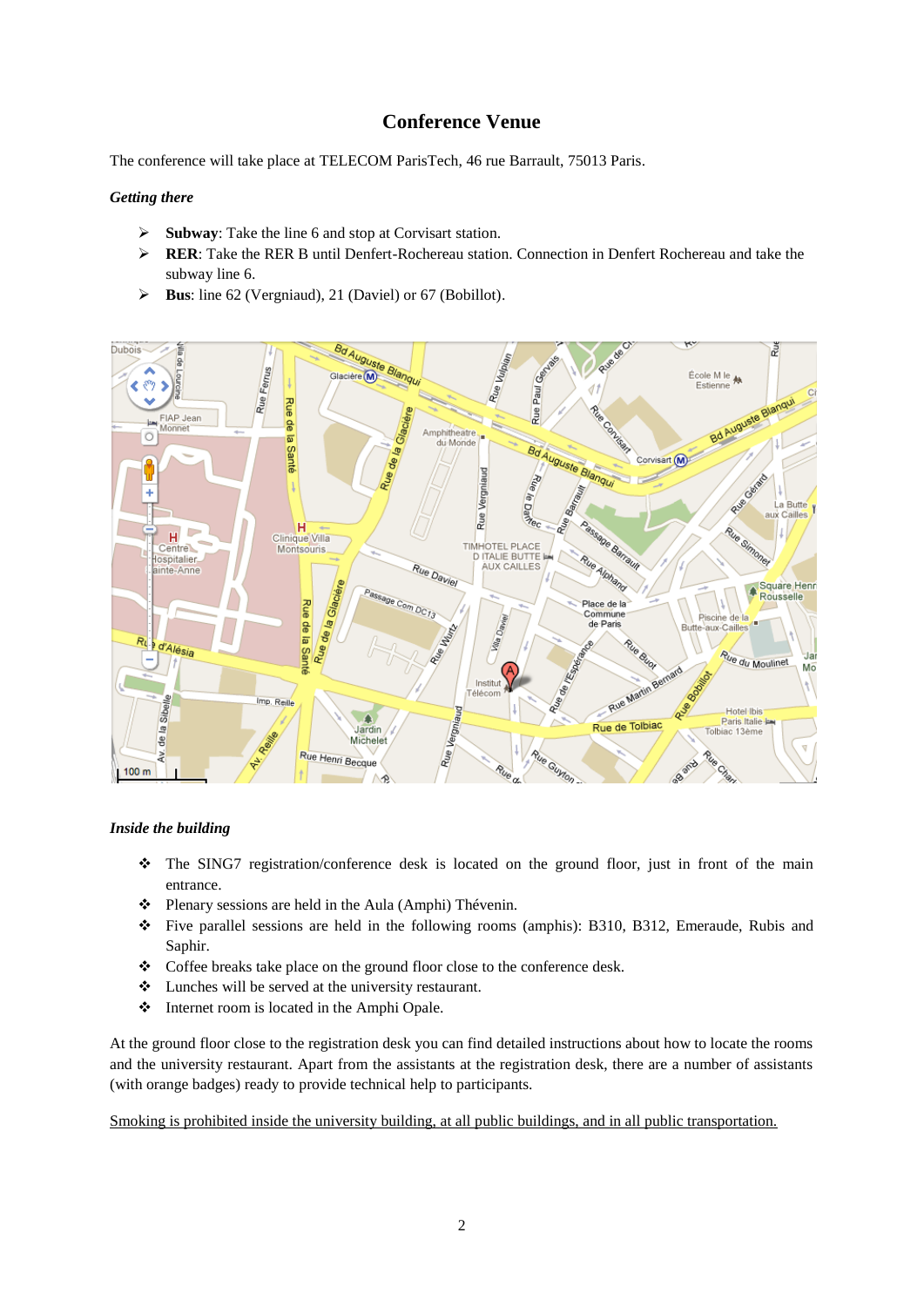# Conference Venue

The conference will take place at TELECOM ParisTech, 46 rue Barrault, 75013 Paris.

***Getting there***

- **Subway**: Take the line 6 and stop at Corvisart station.
- **RER**: Take the RER B until Denfert-Rochereau station. Connection in Denfert Rochereau and take the subway line 6.
- **Bus**: line 62 (Vergniaud), 21 (Daviel) or 67 (Bobillot).

***Inside the building***

- The SING7 registration/conference desk is located on the ground floor, just in front of the main entrance.
- Plenary sessions are held in the Aula (Amphi) Thévenin.
- Five parallel sessions are held in the following rooms (amphis): B310, B312, Emeraude, Rubis and Saphir.
- Coffee breaks take place on the ground floor close to the conference desk.
- Lunches will be served at the university restaurant.
- Internet room is located in the Amphi Opale.

At the ground floor close to the registration desk you can find detailed instructions about how to locate the rooms and the university restaurant. Apart from the assistants at the registration desk, there are a number of assistants (with orange badges) ready to provide technical help to participants.

Smoking is prohibited inside the university building, at all public buildings, and in all public transportation.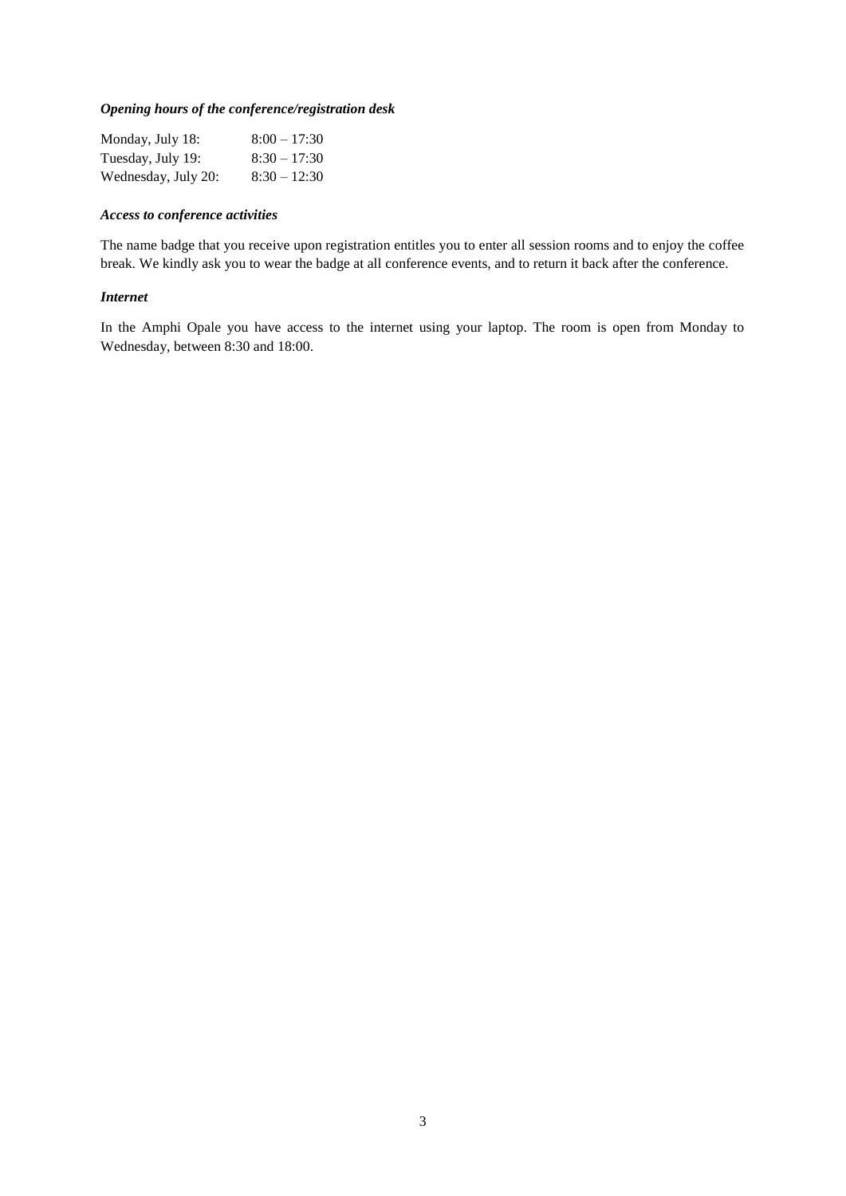***Opening hours of the conference/registration desk***

| | |
|---|---|
| Monday, July 18: | 8:00 – 17:30 |
| Tuesday, July 19: | 8:30 – 17:30 |
| Wednesday, July 20: | 8:30 – 12:30 |

***Access to conference activities***

The name badge that you receive upon registration entitles you to enter all session rooms and to enjoy the coffee break. We kindly ask you to wear the badge at all conference events, and to return it back after the conference.

***Internet***

In the Amphi Opale you have access to the internet using your laptop. The room is open from Monday to Wednesday, between 8:30 and 18:00.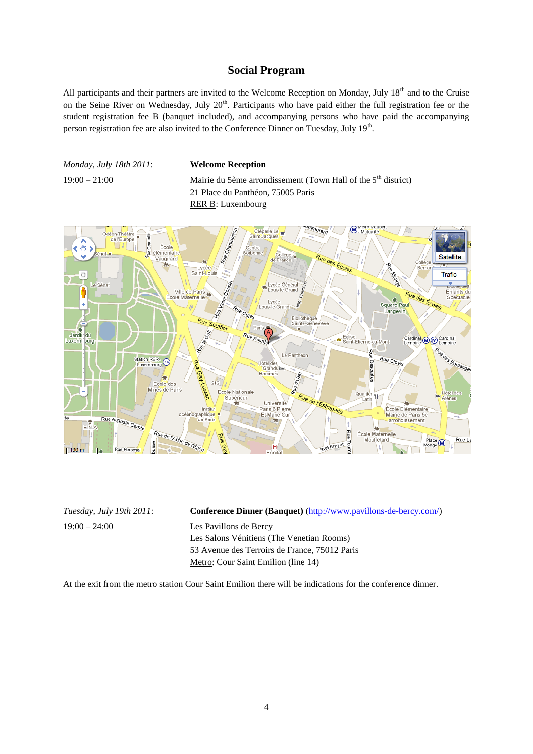## Social Program

All participants and their partners are invited to the Welcome Reception on Monday, July 18th and to the Cruise on the Seine River on Wednesday, July 20th. Participants who have paid either the full registration fee or the student registration fee B (banquet included), and accompanying persons who have paid the accompanying person registration fee are also invited to the Conference Dinner on Tuesday, July 19th.

| *Monday, July 18th 2011*: | **Welcome Reception** |
|---|---|
| 19:00 – 21:00 | Mairie du 5ème arrondissement (Town Hall of the 5th district)<br>21 Place du Panthéon, 75005 Paris<br>RER B: Luxembourg |

| *Tuesday, July 19th 2011*: | **Conference Dinner (Banquet)** (http://www.pavillons-de-bercy.com/) |
|---|---|
| 19:00 – 24:00 | Les Pavillons de Bercy<br>Les Salons Vénitiens (The Venetian Rooms)<br>53 Avenue des Terroirs de France, 75012 Paris<br>Metro: Cour Saint Emilion (line 14) |

At the exit from the metro station Cour Saint Emilion there will be indications for the conference dinner.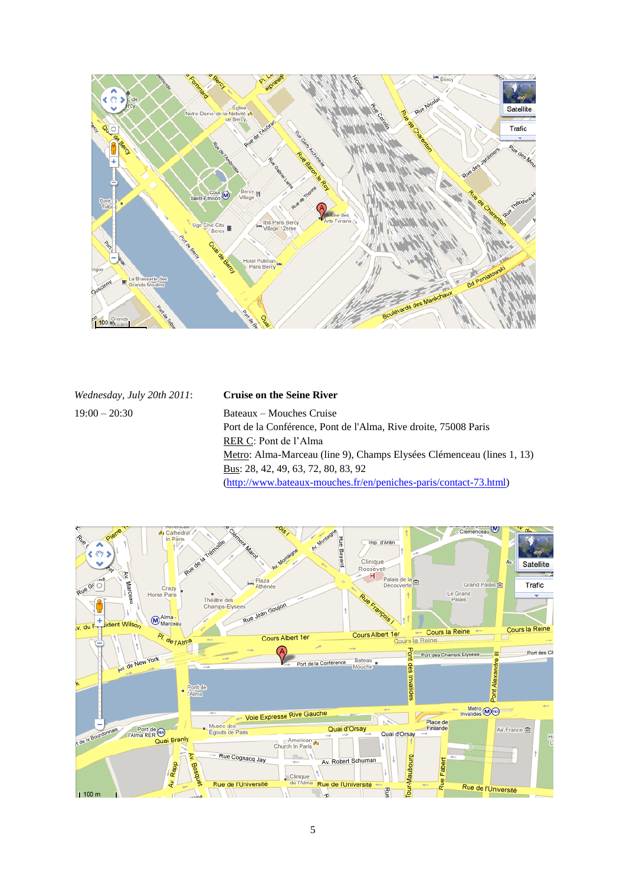*Wednesday, July 20th 2011*: **Cruise on the Seine River**

19:00 – 20:30

Bateaux – Mouches Cruise
Port de la Conférence, Pont de l'Alma, Rive droite, 75008 Paris
RER C: Pont de l'Alma
Metro: Alma-Marceau (line 9), Champs Elysées Clémenceau (lines 1, 13)
Bus: 28, 42, 49, 63, 72, 80, 83, 92
(http://www.bateaux-mouches.fr/en/peniches-paris/contact-73.html)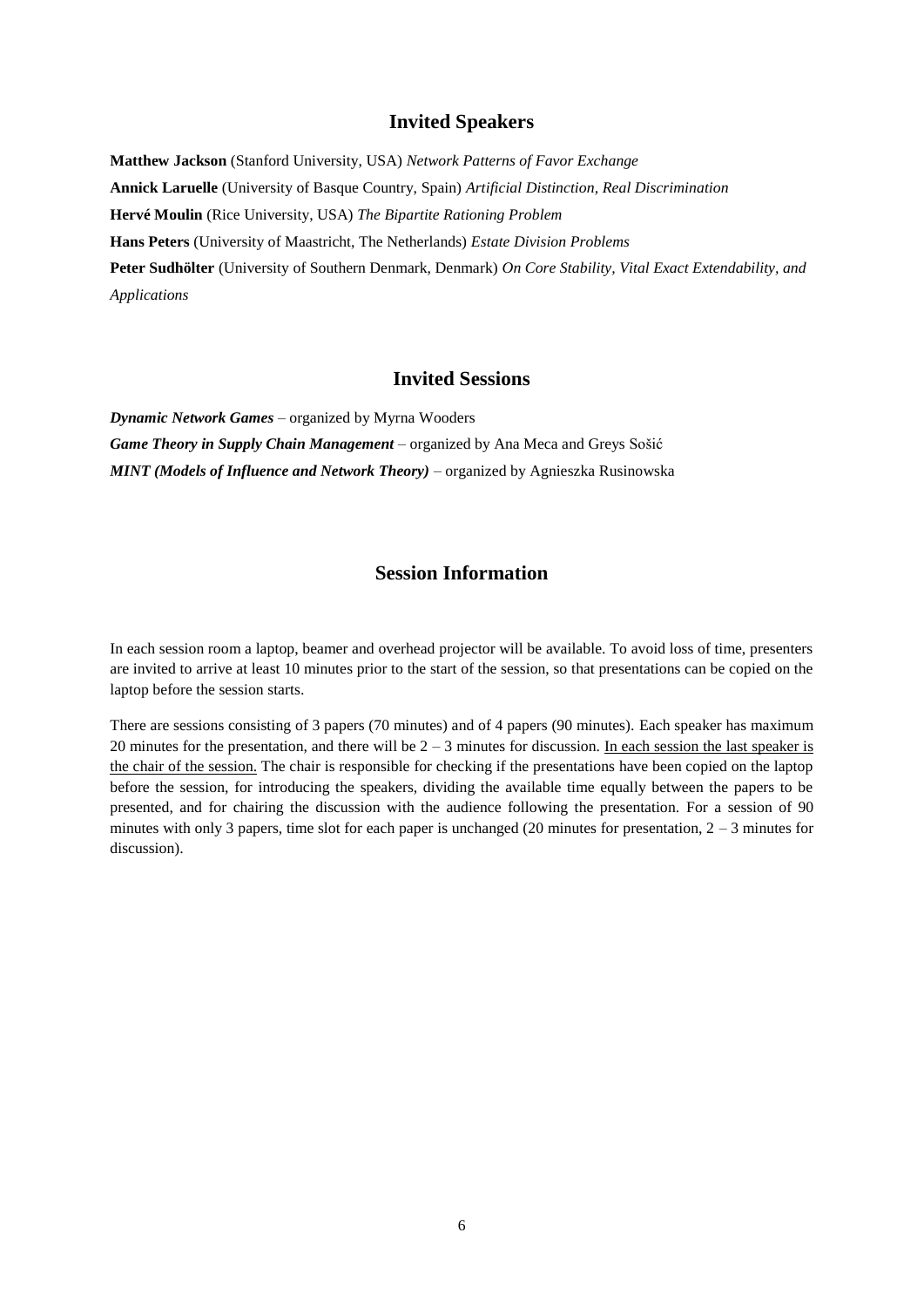## Invited Speakers

**Matthew Jackson** (Stanford University, USA) *Network Patterns of Favor Exchange*

**Annick Laruelle** (University of Basque Country, Spain) *Artificial Distinction, Real Discrimination*

**Hervé Moulin** (Rice University, USA) *The Bipartite Rationing Problem*

**Hans Peters** (University of Maastricht, The Netherlands) *Estate Division Problems*

**Peter Sudhölter** (University of Southern Denmark, Denmark) *On Core Stability, Vital Exact Extendability, and Applications*

## Invited Sessions

***Dynamic Network Games*** – organized by Myrna Wooders

***Game Theory in Supply Chain Management*** – organized by Ana Meca and Greys Sošić

***MINT (Models of Influence and Network Theory)*** – organized by Agnieszka Rusinowska

## Session Information

In each session room a laptop, beamer and overhead projector will be available. To avoid loss of time, presenters are invited to arrive at least 10 minutes prior to the start of the session, so that presentations can be copied on the laptop before the session starts.

There are sessions consisting of 3 papers (70 minutes) and of 4 papers (90 minutes). Each speaker has maximum 20 minutes for the presentation, and there will be 2 – 3 minutes for discussion. In each session the last speaker is the chair of the session. The chair is responsible for checking if the presentations have been copied on the laptop before the session, for introducing the speakers, dividing the available time equally between the papers to be presented, and for chairing the discussion with the audience following the presentation. For a session of 90 minutes with only 3 papers, time slot for each paper is unchanged (20 minutes for presentation, 2 – 3 minutes for discussion).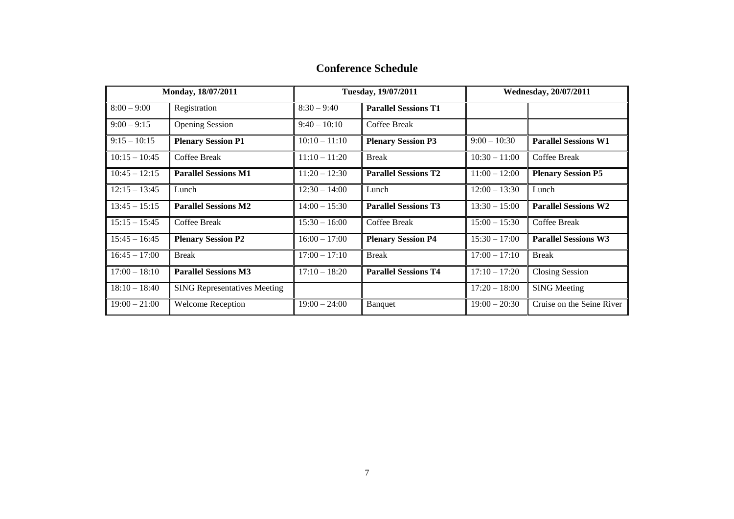# Conference Schedule

| Monday, 18/07/2011 | | Tuesday, 19/07/2011 | | Wednesday, 20/07/2011 | |
|---|---|---|---|---|---|
| 8:00 – 9:00 | Registration | 8:30 – 9:40 | **Parallel Sessions T1** | | |
| 9:00 – 9:15 | Opening Session | 9:40 – 10:10 | Coffee Break | | |
| 9:15 – 10:15 | **Plenary Session P1** | 10:10 – 11:10 | **Plenary Session P3** | 9:00 – 10:30 | **Parallel Sessions W1** |
| 10:15 – 10:45 | Coffee Break | 11:10 – 11:20 | Break | 10:30 – 11:00 | Coffee Break |
| 10:45 – 12:15 | **Parallel Sessions M1** | 11:20 – 12:30 | **Parallel Sessions T2** | 11:00 – 12:00 | **Plenary Session P5** |
| 12:15 – 13:45 | Lunch | 12:30 – 14:00 | Lunch | 12:00 – 13:30 | Lunch |
| 13:45 – 15:15 | **Parallel Sessions M2** | 14:00 – 15:30 | **Parallel Sessions T3** | 13:30 – 15:00 | **Parallel Sessions W2** |
| 15:15 – 15:45 | Coffee Break | 15:30 – 16:00 | Coffee Break | 15:00 – 15:30 | Coffee Break |
| 15:45 – 16:45 | **Plenary Session P2** | 16:00 – 17:00 | **Plenary Session P4** | 15:30 – 17:00 | **Parallel Sessions W3** |
| 16:45 – 17:00 | Break | 17:00 – 17:10 | Break | 17:00 – 17:10 | Break |
| 17:00 – 18:10 | **Parallel Sessions M3** | 17:10 – 18:20 | **Parallel Sessions T4** | 17:10 – 17:20 | Closing Session |
| 18:10 – 18:40 | SING Representatives Meeting | | | 17:20 – 18:00 | SING Meeting |
| 19:00 – 21:00 | Welcome Reception | 19:00 – 24:00 | Banquet | 19:00 – 20:30 | Cruise on the Seine River |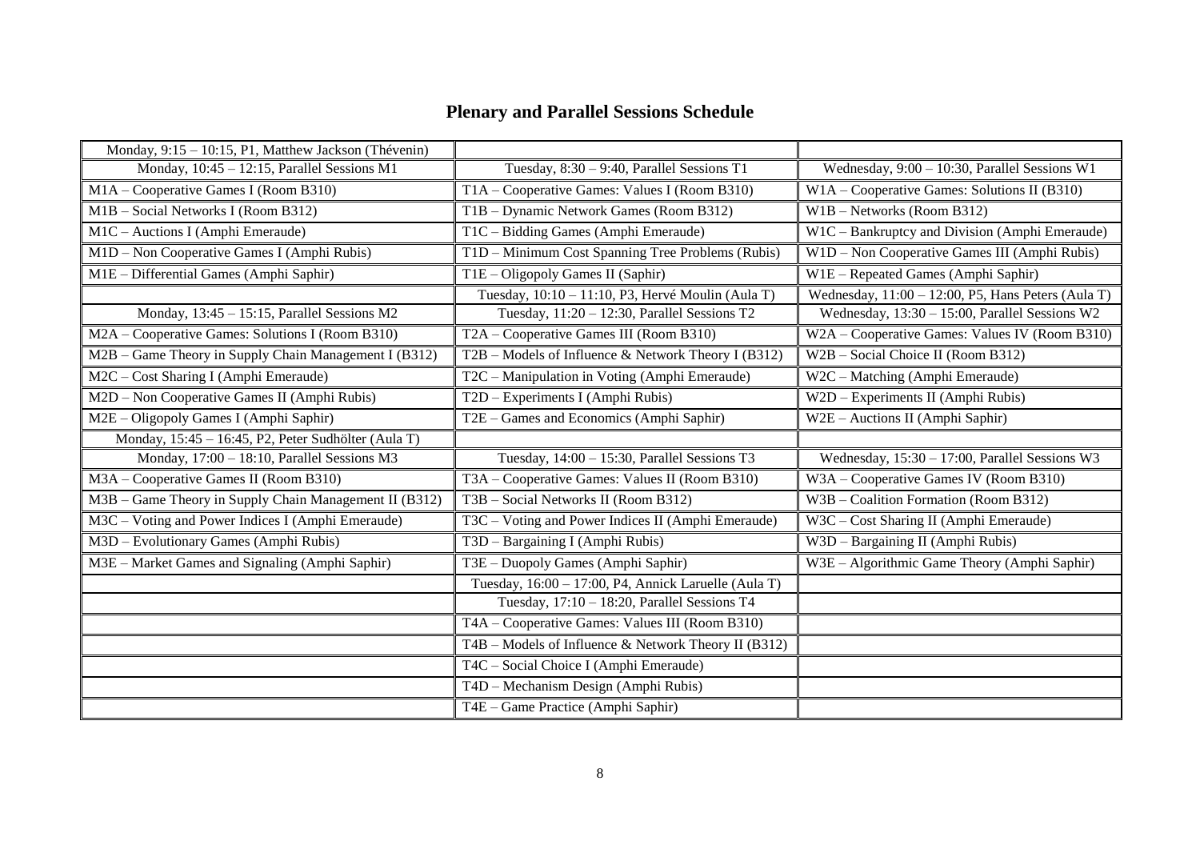# Plenary and Parallel Sessions Schedule

| Monday, 9:15 – 10:15, P1, Matthew Jackson (Thévenin) | | |
|---|---|---|
| Monday, 10:45 – 12:15, Parallel Sessions M1 | Tuesday, 8:30 – 9:40, Parallel Sessions T1 | Wednesday, 9:00 – 10:30, Parallel Sessions W1 |
| M1A – Cooperative Games I (Room B310) | T1A – Cooperative Games: Values I (Room B310) | W1A – Cooperative Games: Solutions II (B310) |
| M1B – Social Networks I (Room B312) | T1B – Dynamic Network Games (Room B312) | W1B – Networks (Room B312) |
| M1C – Auctions I (Amphi Emeraude) | T1C – Bidding Games (Amphi Emeraude) | W1C – Bankruptcy and Division (Amphi Emeraude) |
| M1D – Non Cooperative Games I (Amphi Rubis) | T1D – Minimum Cost Spanning Tree Problems (Rubis) | W1D – Non Cooperative Games III (Amphi Rubis) |
| M1E – Differential Games (Amphi Saphir) | T1E – Oligopoly Games II (Saphir) | W1E – Repeated Games (Amphi Saphir) |
| | Tuesday, 10:10 – 11:10, P3, Hervé Moulin (Aula T) | Wednesday, 11:00 – 12:00, P5, Hans Peters (Aula T) |
| Monday, 13:45 – 15:15, Parallel Sessions M2 | Tuesday, 11:20 – 12:30, Parallel Sessions T2 | Wednesday, 13:30 – 15:00, Parallel Sessions W2 |
| M2A – Cooperative Games: Solutions I (Room B310) | T2A – Cooperative Games III (Room B310) | W2A – Cooperative Games: Values IV (Room B310) |
| M2B – Game Theory in Supply Chain Management I (B312) | T2B – Models of Influence & Network Theory I (B312) | W2B – Social Choice II (Room B312) |
| M2C – Cost Sharing I (Amphi Emeraude) | T2C – Manipulation in Voting (Amphi Emeraude) | W2C – Matching (Amphi Emeraude) |
| M2D – Non Cooperative Games II (Amphi Rubis) | T2D – Experiments I (Amphi Rubis) | W2D – Experiments II (Amphi Rubis) |
| M2E – Oligopoly Games I (Amphi Saphir) | T2E – Games and Economics (Amphi Saphir) | W2E – Auctions II (Amphi Saphir) |
| Monday, 15:45 – 16:45, P2, Peter Sudhölter (Aula T) | | |
| Monday, 17:00 – 18:10, Parallel Sessions M3 | Tuesday, 14:00 – 15:30, Parallel Sessions T3 | Wednesday, 15:30 – 17:00, Parallel Sessions W3 |
| M3A – Cooperative Games II (Room B310) | T3A – Cooperative Games: Values II (Room B310) | W3A – Cooperative Games IV (Room B310) |
| M3B – Game Theory in Supply Chain Management II (B312) | T3B – Social Networks II (Room B312) | W3B – Coalition Formation (Room B312) |
| M3C – Voting and Power Indices I (Amphi Emeraude) | T3C – Voting and Power Indices II (Amphi Emeraude) | W3C – Cost Sharing II (Amphi Emeraude) |
| M3D – Evolutionary Games (Amphi Rubis) | T3D – Bargaining I (Amphi Rubis) | W3D – Bargaining II (Amphi Rubis) |
| M3E – Market Games and Signaling (Amphi Saphir) | T3E – Duopoly Games (Amphi Saphir) | W3E – Algorithmic Game Theory (Amphi Saphir) |
| | Tuesday, 16:00 – 17:00, P4, Annick Laruelle (Aula T) | |
| | Tuesday, 17:10 – 18:20, Parallel Sessions T4 | |
| | T4A – Cooperative Games: Values III (Room B310) | |
| | T4B – Models of Influence & Network Theory II (B312) | |
| | T4C – Social Choice I (Amphi Emeraude) | |
| | T4D – Mechanism Design (Amphi Rubis) | |
| | T4E – Game Practice (Amphi Saphir) | |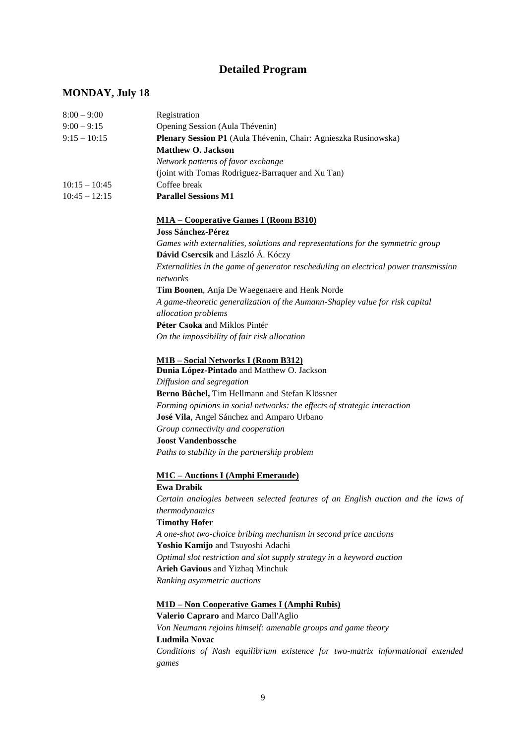# Detailed Program

## MONDAY, July 18

| | |
|---|---|
| 8:00 – 9:00 | Registration |
| 9:00 – 9:15 | Opening Session (Aula Thévenin) |
| 9:15 – 10:15 | **Plenary Session P1** (Aula Thévenin, Chair: Agnieszka Rusinowska) |
| | **Matthew O. Jackson** |
| | *Network patterns of favor exchange* |
| | (joint with Tomas Rodriguez-Barraquer and Xu Tan) |
| 10:15 – 10:45 | Coffee break |
| 10:45 – 12:15 | **Parallel Sessions M1** |

**M1A – Cooperative Games I (Room B310)**

**Joss Sánchez-Pérez**
*Games with externalities, solutions and representations for the symmetric group*

**Dávid Csercsik** and László Á. Kóczy
*Externalities in the game of generator rescheduling on electrical power transmission networks*

**Tim Boonen**, Anja De Waegenaere and Henk Norde
*A game-theoretic generalization of the Aumann-Shapley value for risk capital allocation problems*

**Péter Csoka** and Miklos Pintér
*On the impossibility of fair risk allocation*

**M1B – Social Networks I (Room B312)**

**Dunia López-Pintado** and Matthew O. Jackson
*Diffusion and segregation*

**Berno Büchel,** Tim Hellmann and Stefan Klössner
*Forming opinions in social networks: the effects of strategic interaction*

**José Vila**, Angel Sánchez and Amparo Urbano
*Group connectivity and cooperation*

**Joost Vandenbossche**
*Paths to stability in the partnership problem*

**M1C – Auctions I (Amphi Emeraude)**

**Ewa Drabik**
*Certain analogies between selected features of an English auction and the laws of thermodynamics*

**Timothy Hofer**
*A one-shot two-choice bribing mechanism in second price auctions*

**Yoshio Kamijo** and Tsuyoshi Adachi
*Optimal slot restriction and slot supply strategy in a keyword auction*

**Arieh Gavious** and Yizhaq Minchuk
*Ranking asymmetric auctions*

**M1D – Non Cooperative Games I (Amphi Rubis)**

**Valerio Capraro** and Marco Dall'Aglio
*Von Neumann rejoins himself: amenable groups and game theory*

**Ludmila Novac**
*Conditions of Nash equilibrium existence for two-matrix informational extended games*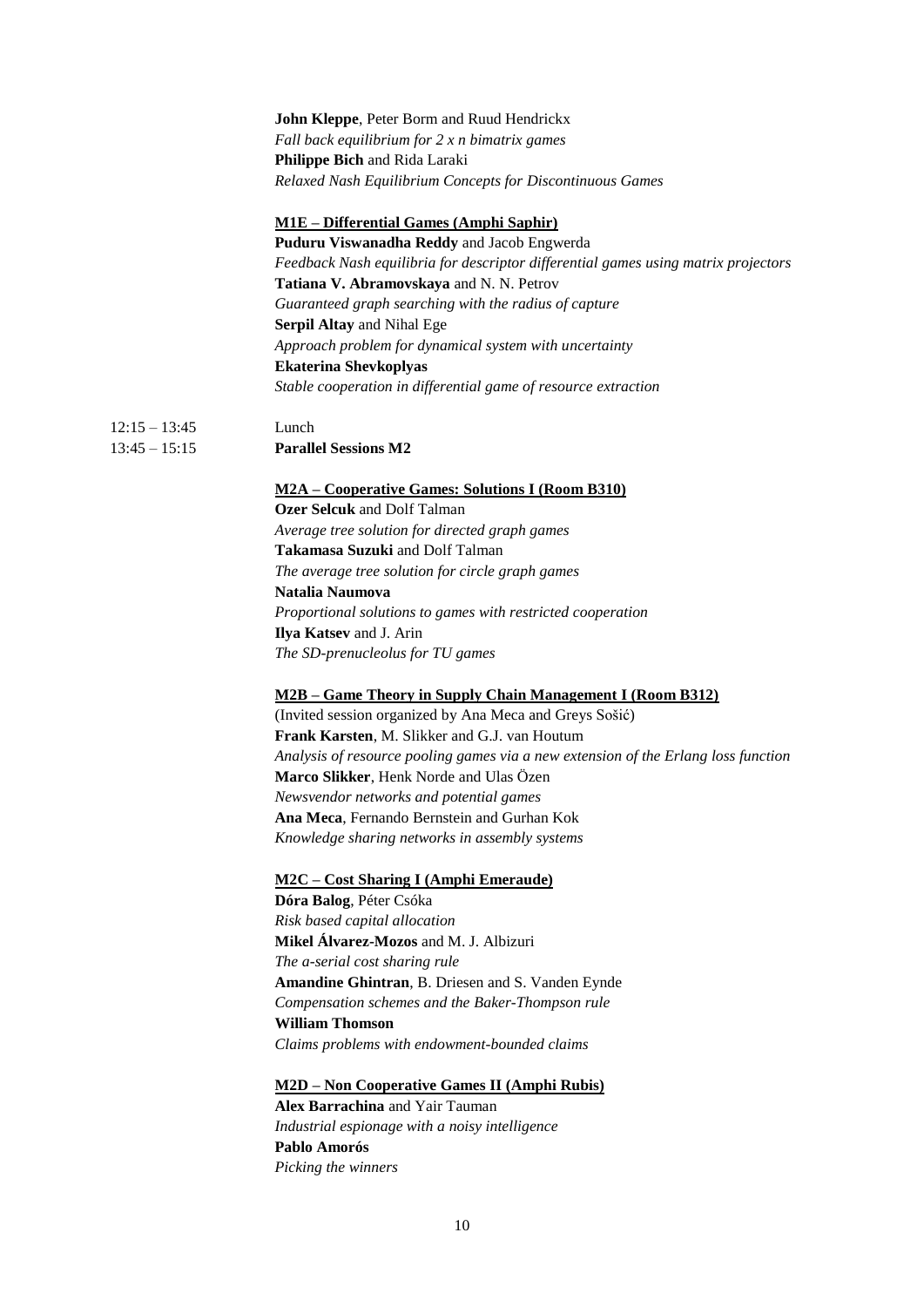**John Kleppe**, Peter Borm and Ruud Hendrickx
*Fall back equilibrium for 2 x n bimatrix games*
**Philippe Bich** and Rida Laraki
*Relaxed Nash Equilibrium Concepts for Discontinuous Games*

**M1E – Differential Games (Amphi Saphir)**
**Puduru Viswanadha Reddy** and Jacob Engwerda
*Feedback Nash equilibria for descriptor differential games using matrix projectors*
**Tatiana V. Abramovskaya** and N. N. Petrov
*Guaranteed graph searching with the radius of capture*
**Serpil Altay** and Nihal Ege
*Approach problem for dynamical system with uncertainty*
**Ekaterina Shevkoplyas**
*Stable cooperation in differential game of resource extraction*

12:15 – 13:45 Lunch
13:45 – 15:15 **Parallel Sessions M2**

**M2A – Cooperative Games: Solutions I (Room B310)**
**Ozer Selcuk** and Dolf Talman
*Average tree solution for directed graph games*
**Takamasa Suzuki** and Dolf Talman
*The average tree solution for circle graph games*
**Natalia Naumova**
*Proportional solutions to games with restricted cooperation*
**Ilya Katsev** and J. Arin
*The SD-prenucleolus for TU games*

**M2B – Game Theory in Supply Chain Management I (Room B312)**
(Invited session organized by Ana Meca and Greys Sošić)
**Frank Karsten**, M. Slikker and G.J. van Houtum
*Analysis of resource pooling games via a new extension of the Erlang loss function*
**Marco Slikker**, Henk Norde and Ulas Özen
*Newsvendor networks and potential games*
**Ana Meca**, Fernando Bernstein and Gurhan Kok
*Knowledge sharing networks in assembly systems*

**M2C – Cost Sharing I (Amphi Emeraude)**
**Dóra Balog**, Péter Csóka
*Risk based capital allocation*
**Mikel Álvarez-Mozos** and M. J. Albizuri
*The a-serial cost sharing rule*
**Amandine Ghintran**, B. Driesen and S. Vanden Eynde
*Compensation schemes and the Baker-Thompson rule*
**William Thomson**
*Claims problems with endowment-bounded claims*

**M2D – Non Cooperative Games II (Amphi Rubis)**
**Alex Barrachina** and Yair Tauman
*Industrial espionage with a noisy intelligence*
**Pablo Amorós**
*Picking the winners*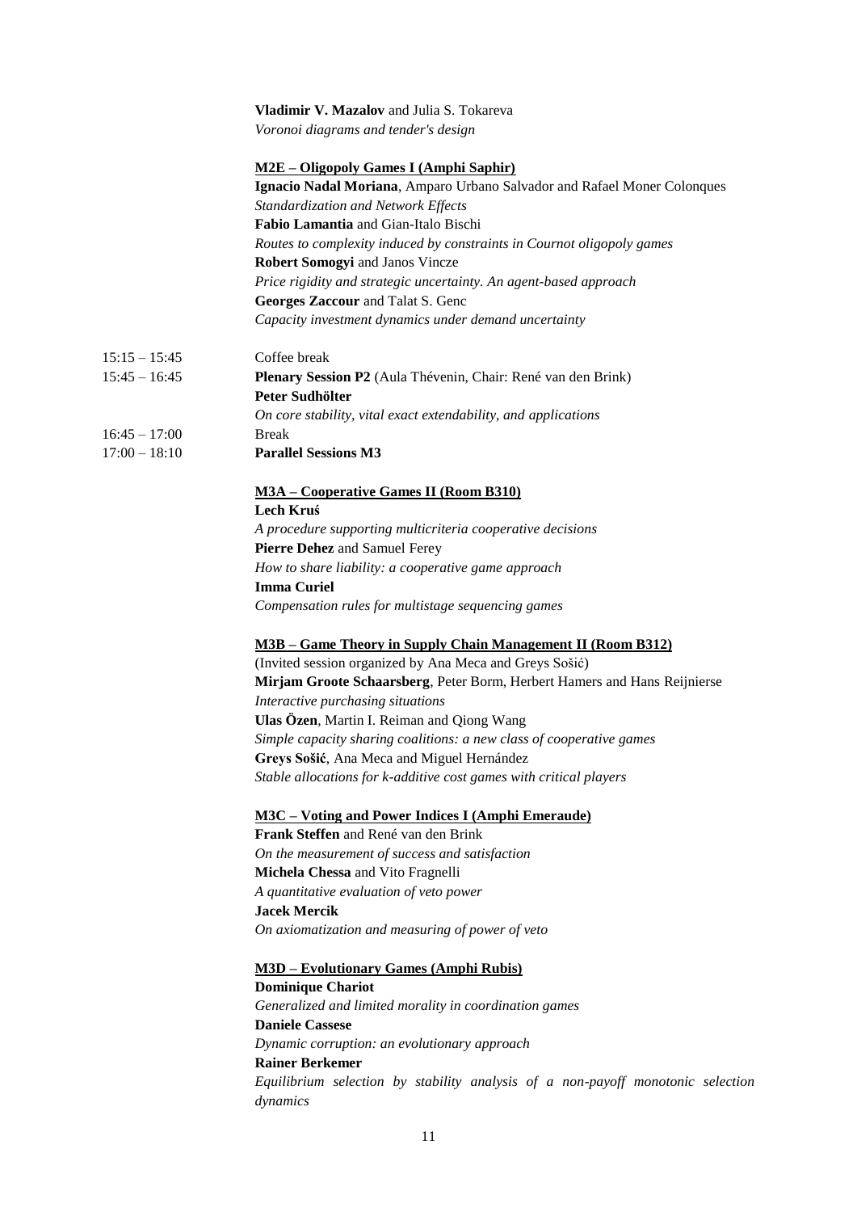**Vladimir V. Mazalov** and Julia S. Tokareva
*Voronoi diagrams and tender's design*

**M2E – Oligopoly Games I (Amphi Saphir)**

**Ignacio Nadal Moriana**, Amparo Urbano Salvador and Rafael Moner Colonques
*Standardization and Network Effects*
**Fabio Lamantia** and Gian-Italo Bischi
*Routes to complexity induced by constraints in Cournot oligopoly games*
**Robert Somogyi** and Janos Vincze
*Price rigidity and strategic uncertainty. An agent-based approach*
**Georges Zaccour** and Talat S. Genc
*Capacity investment dynamics under demand uncertainty*

15:15 – 15:45 Coffee break

15:45 – 16:45 **Plenary Session P2** (Aula Thévenin, Chair: René van den Brink)
**Peter Sudhölter**
*On core stability, vital exact extendability, and applications*

16:45 – 17:00 Break

17:00 – 18:10 **Parallel Sessions M3**

**M3A – Cooperative Games II (Room B310)**

**Lech Kruś**
*A procedure supporting multicriteria cooperative decisions*
**Pierre Dehez** and Samuel Ferey
*How to share liability: a cooperative game approach*
**Imma Curiel**
*Compensation rules for multistage sequencing games*

**M3B – Game Theory in Supply Chain Management II (Room B312)**

(Invited session organized by Ana Meca and Greys Sošić)
**Mirjam Groote Schaarsberg**, Peter Borm, Herbert Hamers and Hans Reijnierse
*Interactive purchasing situations*
**Ulas Özen**, Martin I. Reiman and Qiong Wang
*Simple capacity sharing coalitions: a new class of cooperative games*
**Greys Sošić**, Ana Meca and Miguel Hernández
*Stable allocations for k-additive cost games with critical players*

**M3C – Voting and Power Indices I (Amphi Emeraude)**

**Frank Steffen** and René van den Brink
*On the measurement of success and satisfaction*
**Michela Chessa** and Vito Fragnelli
*A quantitative evaluation of veto power*
**Jacek Mercik**
*On axiomatization and measuring of power of veto*

**M3D – Evolutionary Games (Amphi Rubis)**

**Dominique Chariot**
*Generalized and limited morality in coordination games*
**Daniele Cassese**
*Dynamic corruption: an evolutionary approach*
**Rainer Berkemer**
*Equilibrium selection by stability analysis of a non-payoff monotonic selection dynamics*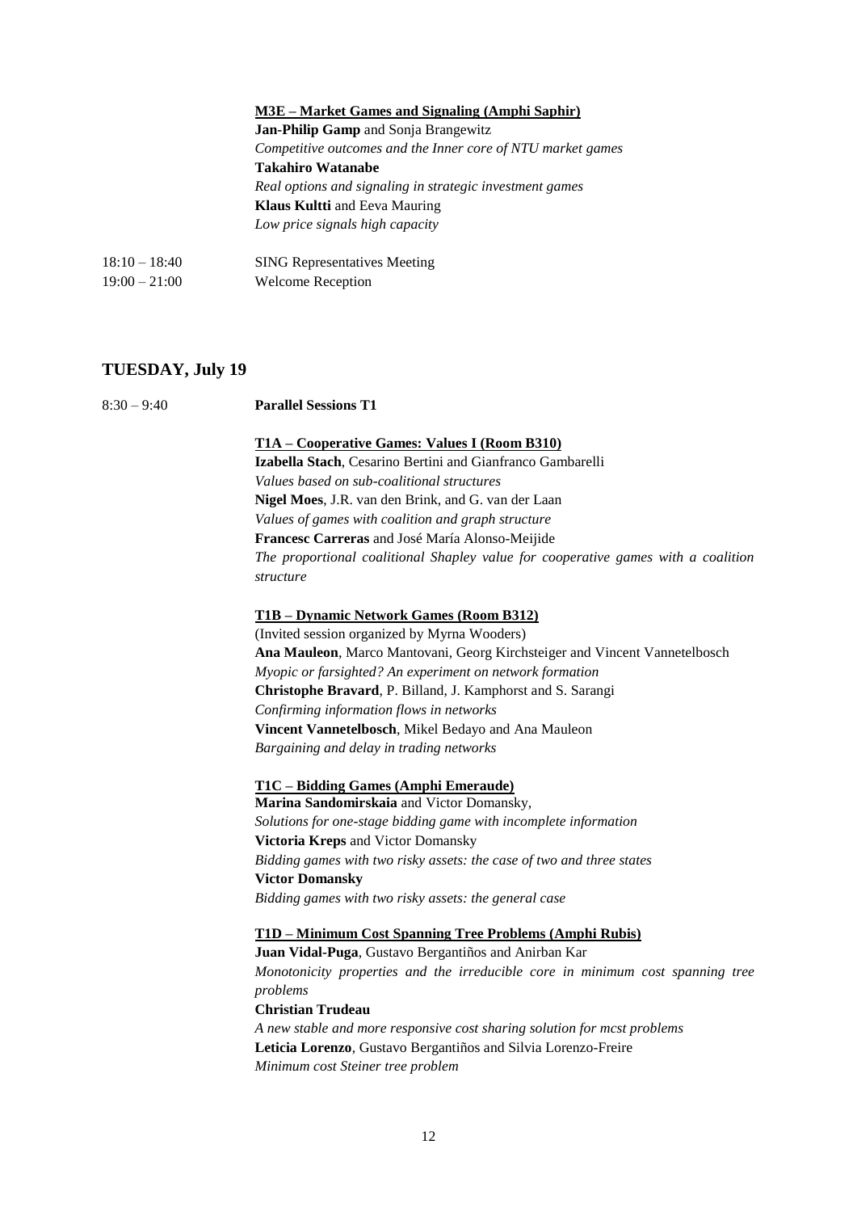**M3E – Market Games and Signaling (Amphi Saphir)**

**Jan-Philip Gamp** and Sonja Brangewitz
*Competitive outcomes and the Inner core of NTU market games*
**Takahiro Watanabe**
*Real options and signaling in strategic investment games*
**Klaus Kultti** and Eeva Mauring
*Low price signals high capacity*

18:10 – 18:40 SING Representatives Meeting
19:00 – 21:00 Welcome Reception

## TUESDAY, July 19

8:30 – 9:40 **Parallel Sessions T1**

**T1A – Cooperative Games: Values I (Room B310)**

**Izabella Stach**, Cesarino Bertini and Gianfranco Gambarelli
*Values based on sub-coalitional structures*
**Nigel Moes**, J.R. van den Brink, and G. van der Laan
*Values of games with coalition and graph structure*
**Francesc Carreras** and José María Alonso-Meijide
*The proportional coalitional Shapley value for cooperative games with a coalition structure*

**T1B – Dynamic Network Games (Room B312)**

(Invited session organized by Myrna Wooders)
**Ana Mauleon**, Marco Mantovani, Georg Kirchsteiger and Vincent Vannetelbosch
*Myopic or farsighted? An experiment on network formation*
**Christophe Bravard**, P. Billand, J. Kamphorst and S. Sarangi
*Confirming information flows in networks*
**Vincent Vannetelbosch**, Mikel Bedayo and Ana Mauleon
*Bargaining and delay in trading networks*

**T1C – Bidding Games (Amphi Emeraude)**

**Marina Sandomirskaia** and Victor Domansky,
*Solutions for one-stage bidding game with incomplete information*
**Victoria Kreps** and Victor Domansky
*Bidding games with two risky assets: the case of two and three states*
**Victor Domansky**
*Bidding games with two risky assets: the general case*

**T1D – Minimum Cost Spanning Tree Problems (Amphi Rubis)**

**Juan Vidal-Puga**, Gustavo Bergantiños and Anirban Kar
*Monotonicity properties and the irreducible core in minimum cost spanning tree problems*
**Christian Trudeau**
*A new stable and more responsive cost sharing solution for mcst problems*
**Leticia Lorenzo**, Gustavo Bergantiños and Silvia Lorenzo-Freire
*Minimum cost Steiner tree problem*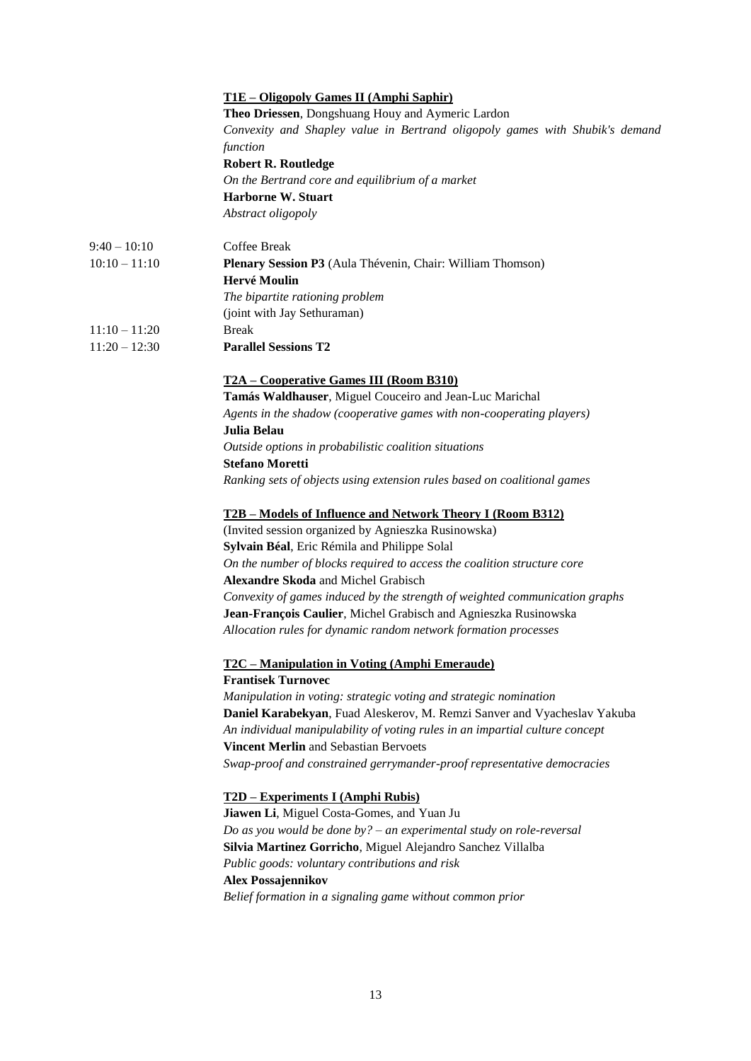**T1E – Oligopoly Games II (Amphi Saphir)**

**Theo Driessen**, Dongshuang Houy and Aymeric Lardon
*Convexity and Shapley value in Bertrand oligopoly games with Shubik's demand function*
**Robert R. Routledge**
*On the Bertrand core and equilibrium of a market*
**Harborne W. Stuart**
*Abstract oligopoly*

9:40 – 10:10 Coffee Break

10:10 – 11:10 **Plenary Session P3** (Aula Thévenin, Chair: William Thomson)
**Hervé Moulin**
*The bipartite rationing problem*
(joint with Jay Sethuraman)

11:10 – 11:20 Break

11:20 – 12:30 **Parallel Sessions T2**

**T2A – Cooperative Games III (Room B310)**

**Tamás Waldhauser**, Miguel Couceiro and Jean-Luc Marichal
*Agents in the shadow (cooperative games with non-cooperating players)*
**Julia Belau**
*Outside options in probabilistic coalition situations*
**Stefano Moretti**
*Ranking sets of objects using extension rules based on coalitional games*

**T2B – Models of Influence and Network Theory I (Room B312)**

(Invited session organized by Agnieszka Rusinowska)
**Sylvain Béal**, Eric Rémila and Philippe Solal
*On the number of blocks required to access the coalition structure core*
**Alexandre Skoda** and Michel Grabisch
*Convexity of games induced by the strength of weighted communication graphs*
**Jean-François Caulier**, Michel Grabisch and Agnieszka Rusinowska
*Allocation rules for dynamic random network formation processes*

**T2C – Manipulation in Voting (Amphi Emeraude)**

**Frantisek Turnovec**
*Manipulation in voting: strategic voting and strategic nomination*
**Daniel Karabekyan**, Fuad Aleskerov, M. Remzi Sanver and Vyacheslav Yakuba
*An individual manipulability of voting rules in an impartial culture concept*
**Vincent Merlin** and Sebastian Bervoets
*Swap-proof and constrained gerrymander-proof representative democracies*

**T2D – Experiments I (Amphi Rubis)**

**Jiawen Li**, Miguel Costa-Gomes, and Yuan Ju
*Do as you would be done by? – an experimental study on role-reversal*
**Silvia Martinez Gorricho**, Miguel Alejandro Sanchez Villalba
*Public goods: voluntary contributions and risk*
**Alex Possajennikov**
*Belief formation in a signaling game without common prior*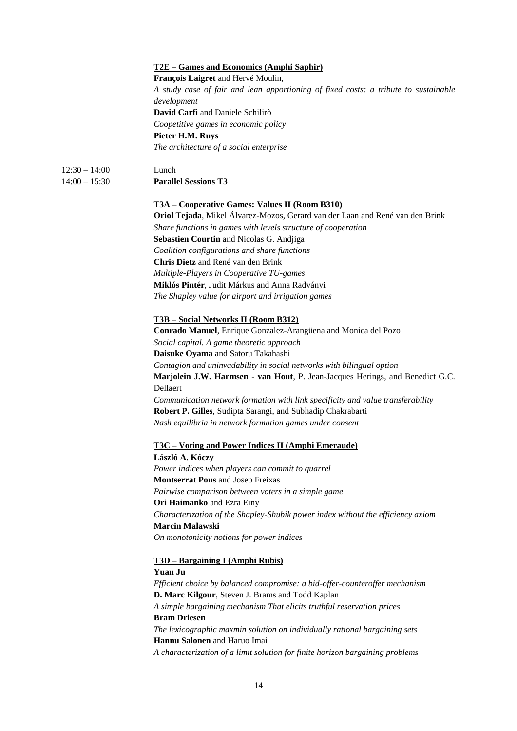**<u>T2E – Games and Economics (Amphi Saphir)</u>**

**François Laigret** and Hervé Moulin,
*A study case of fair and lean apportioning of fixed costs: a tribute to sustainable development*
**David Carfì** and Daniele Schilirò
*Coopetitive games in economic policy*
**Pieter H.M. Ruys**
*The architecture of a social enterprise*

12:30 – 14:00 Lunch

14:00 – 15:30 **Parallel Sessions T3**

**<u>T3A – Cooperative Games: Values II (Room B310)</u>**

**Oriol Tejada**, Mikel Álvarez-Mozos, Gerard van der Laan and René van den Brink
*Share functions in games with levels structure of cooperation*
**Sebastien Courtin** and Nicolas G. Andjiga
*Coalition configurations and share functions*
**Chris Dietz** and René van den Brink
*Multiple-Players in Cooperative TU-games*
**Miklós Pintér**, Judit Márkus and Anna Radványi
*The Shapley value for airport and irrigation games*

**<u>T3B – Social Networks II (Room B312)</u>**

**Conrado Manuel**, Enrique Gonzalez-Arangüena and Monica del Pozo
*Social capital. A game theoretic approach*
**Daisuke Oyama** and Satoru Takahashi
*Contagion and uninvadability in social networks with bilingual option*
**Marjolein J.W. Harmsen - van Hout**, P. Jean-Jacques Herings, and Benedict G.C. Dellaert
*Communication network formation with link specificity and value transferability*
**Robert P. Gilles**, Sudipta Sarangi, and Subhadip Chakrabarti
*Nash equilibria in network formation games under consent*

**<u>T3C – Voting and Power Indices II (Amphi Emeraude)</u>**

**László A. Kóczy**
*Power indices when players can commit to quarrel*
**Montserrat Pons** and Josep Freixas
*Pairwise comparison between voters in a simple game*
**Ori Haimanko** and Ezra Einy
*Characterization of the Shapley-Shubik power index without the efficiency axiom*
**Marcin Malawski**
*On monotonicity notions for power indices*

**<u>T3D – Bargaining I (Amphi Rubis)</u>**

**Yuan Ju**
*Efficient choice by balanced compromise: a bid-offer-counteroffer mechanism*
**D. Marc Kilgour**, Steven J. Brams and Todd Kaplan
*A simple bargaining mechanism That elicits truthful reservation prices*
**Bram Driesen**
*The lexicographic maxmin solution on individually rational bargaining sets*
**Hannu Salonen** and Haruo Imai
*A characterization of a limit solution for finite horizon bargaining problems*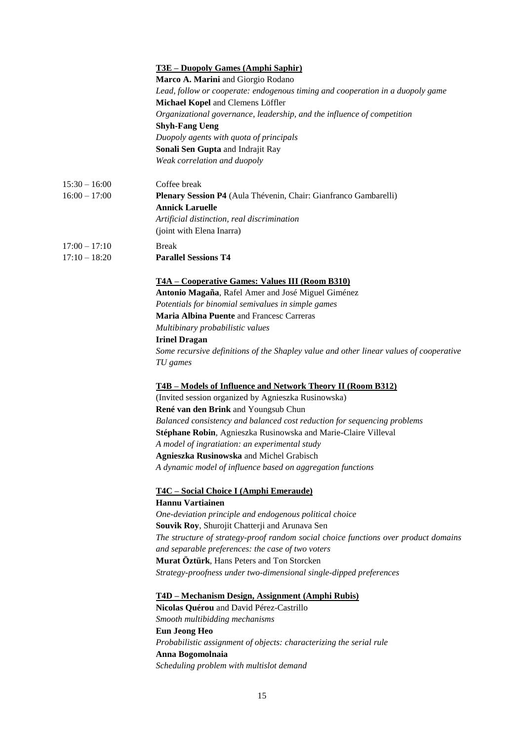**T3E – Duopoly Games (Amphi Saphir)**

**Marco A. Marini** and Giorgio Rodano
*Lead, follow or cooperate: endogenous timing and cooperation in a duopoly game*
**Michael Kopel** and Clemens Löffler
*Organizational governance, leadership, and the influence of competition*
**Shyh-Fang Ueng**
*Duopoly agents with quota of principals*
**Sonali Sen Gupta** and Indrajit Ray
*Weak correlation and duopoly*

15:30 – 16:00 Coffee break

16:00 – 17:00 **Plenary Session P4** (Aula Thévenin, Chair: Gianfranco Gambarelli)
**Annick Laruelle**
*Artificial distinction, real discrimination*
(joint with Elena Inarra)

17:00 – 17:10 Break

17:10 – 18:20 **Parallel Sessions T4**

**T4A – Cooperative Games: Values III (Room B310)**

**Antonio Magaña**, Rafel Amer and José Miguel Giménez
*Potentials for binomial semivalues in simple games*
**Maria Albina Puente** and Francesc Carreras
*Multibinary probabilistic values*
**Irinel Dragan**
*Some recursive definitions of the Shapley value and other linear values of cooperative TU games*

**T4B – Models of Influence and Network Theory II (Room B312)**

(Invited session organized by Agnieszka Rusinowska)
**René van den Brink** and Youngsub Chun
*Balanced consistency and balanced cost reduction for sequencing problems*
**Stéphane Robin**, Agnieszka Rusinowska and Marie-Claire Villeval
*A model of ingratiation: an experimental study*
**Agnieszka Rusinowska** and Michel Grabisch
*A dynamic model of influence based on aggregation functions*

**T4C – Social Choice I (Amphi Emeraude)**

**Hannu Vartiainen**
*One-deviation principle and endogenous political choice*
**Souvik Roy**, Shurojit Chatterji and Arunava Sen
*The structure of strategy-proof random social choice functions over product domains and separable preferences: the case of two voters*
**Murat Öztürk**, Hans Peters and Ton Storcken
*Strategy-proofness under two-dimensional single-dipped preferences*

**T4D – Mechanism Design, Assignment (Amphi Rubis)**

**Nicolas Quérou** and David Pérez-Castrillo
*Smooth multibidding mechanisms*
**Eun Jeong Heo**
*Probabilistic assignment of objects: characterizing the serial rule*
**Anna Bogomolnaia**
*Scheduling problem with multislot demand*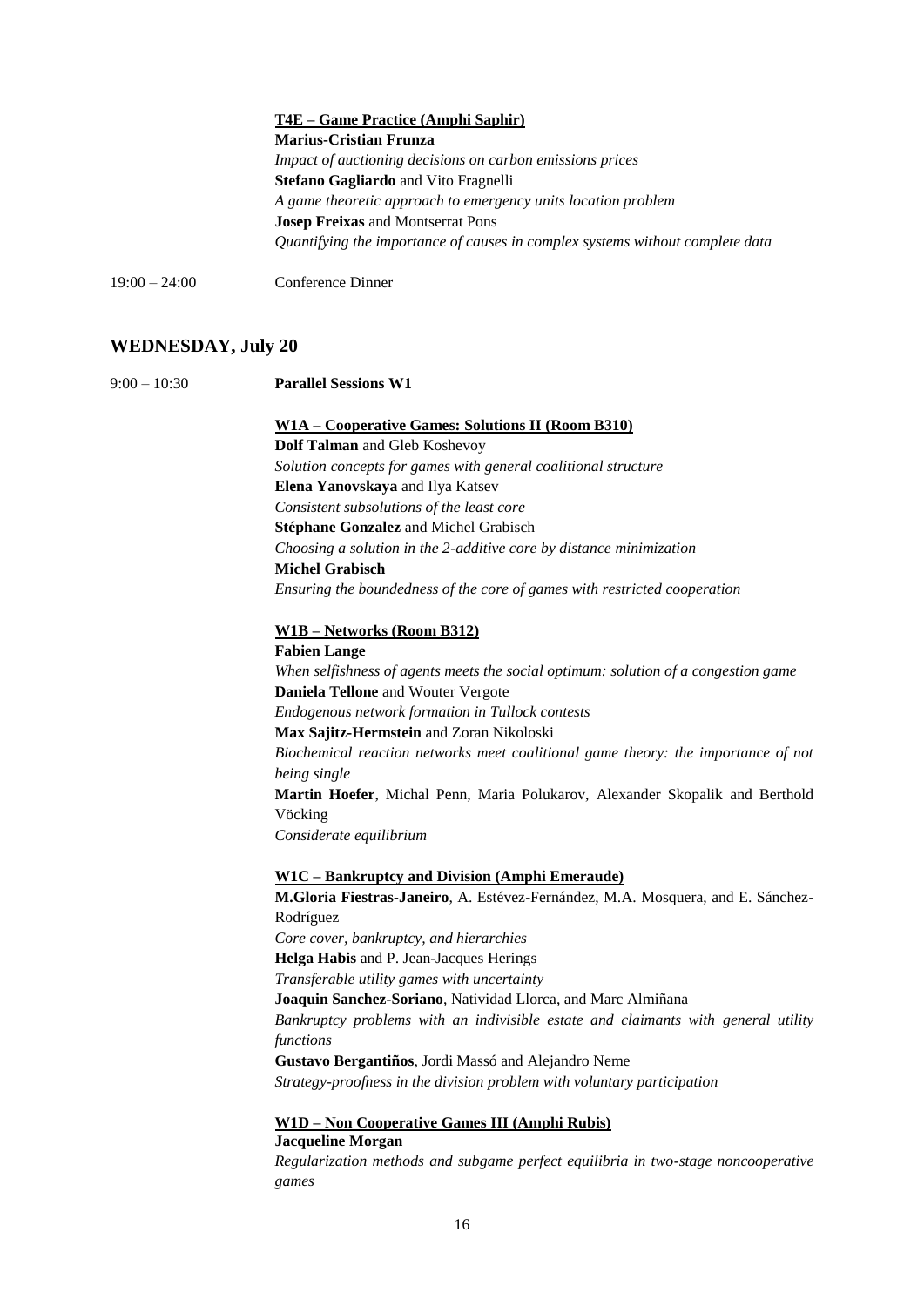**T4E – Game Practice (Amphi Saphir)**

**Marius-Cristian Frunza**
*Impact of auctioning decisions on carbon emissions prices*
**Stefano Gagliardo** and Vito Fragnelli
*A game theoretic approach to emergency units location problem*
**Josep Freixas** and Montserrat Pons
*Quantifying the importance of causes in complex systems without complete data*

19:00 – 24:00 Conference Dinner

## WEDNESDAY, July 20

9:00 – 10:30 **Parallel Sessions W1**

**W1A – Cooperative Games: Solutions II (Room B310)**

**Dolf Talman** and Gleb Koshevoy
*Solution concepts for games with general coalitional structure*
**Elena Yanovskaya** and Ilya Katsev
*Consistent subsolutions of the least core*
**Stéphane Gonzalez** and Michel Grabisch
*Choosing a solution in the 2-additive core by distance minimization*
**Michel Grabisch**
*Ensuring the boundedness of the core of games with restricted cooperation*

**W1B – Networks (Room B312)**

**Fabien Lange**
*When selfishness of agents meets the social optimum: solution of a congestion game*
**Daniela Tellone** and Wouter Vergote
*Endogenous network formation in Tullock contests*
**Max Sajitz-Hermstein** and Zoran Nikoloski
*Biochemical reaction networks meet coalitional game theory: the importance of not being single*
**Martin Hoefer**, Michal Penn, Maria Polukarov, Alexander Skopalik and Berthold Vöcking
*Considerate equilibrium*

**W1C – Bankruptcy and Division (Amphi Emeraude)**

**M.Gloria Fiestras-Janeiro**, A. Estévez-Fernández, M.A. Mosquera, and E. Sánchez-Rodríguez
*Core cover, bankruptcy, and hierarchies*
**Helga Habis** and P. Jean-Jacques Herings
*Transferable utility games with uncertainty*
**Joaquin Sanchez-Soriano**, Natividad Llorca, and Marc Almiñana
*Bankruptcy problems with an indivisible estate and claimants with general utility functions*
**Gustavo Bergantiños**, Jordi Massó and Alejandro Neme
*Strategy-proofness in the division problem with voluntary participation*

**W1D – Non Cooperative Games III (Amphi Rubis)**

**Jacqueline Morgan**
*Regularization methods and subgame perfect equilibria in two-stage noncooperative games*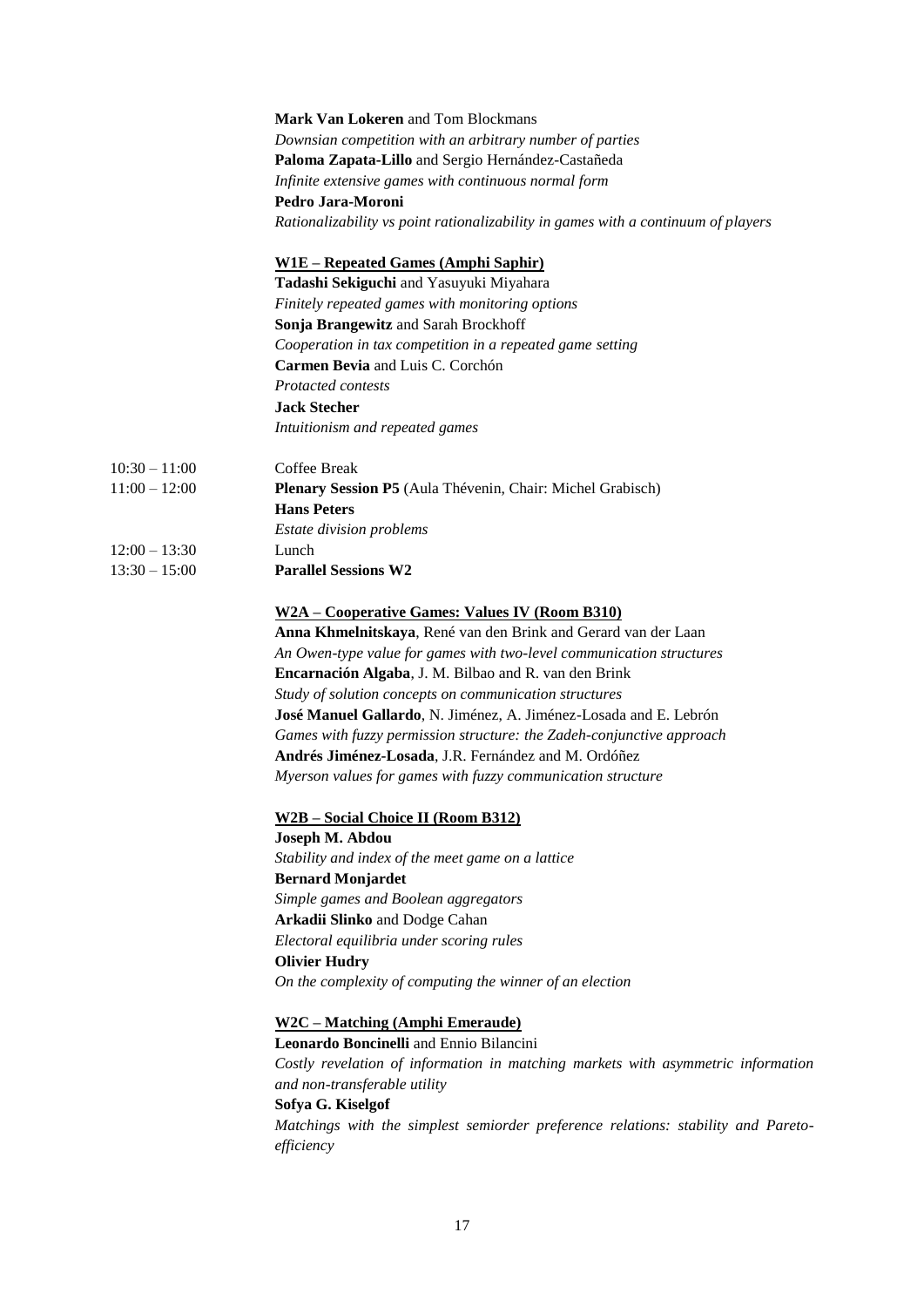**Mark Van Lokeren** and Tom Blockmans
*Downsian competition with an arbitrary number of parties*
**Paloma Zapata-Lillo** and Sergio Hernández-Castañeda
*Infinite extensive games with continuous normal form*
**Pedro Jara-Moroni**
*Rationalizability vs point rationalizability in games with a continuum of players*

**W1E – Repeated Games (Amphi Saphir)**
**Tadashi Sekiguchi** and Yasuyuki Miyahara
*Finitely repeated games with monitoring options*
**Sonja Brangewitz** and Sarah Brockhoff
*Cooperation in tax competition in a repeated game setting*
**Carmen Bevia** and Luis C. Corchón
*Protacted contests*
**Jack Stecher**
*Intuitionism and repeated games*

10:30 – 11:00 Coffee Break
11:00 – 12:00 **Plenary Session P5** (Aula Thévenin, Chair: Michel Grabisch)
**Hans Peters**
*Estate division problems*
12:00 – 13:30 Lunch
13:30 – 15:00 **Parallel Sessions W2**

**W2A – Cooperative Games: Values IV (Room B310)**
**Anna Khmelnitskaya**, René van den Brink and Gerard van der Laan
*An Owen-type value for games with two-level communication structures*
**Encarnación Algaba**, J. M. Bilbao and R. van den Brink
*Study of solution concepts on communication structures*
**José Manuel Gallardo**, N. Jiménez, A. Jiménez-Losada and E. Lebrón
*Games with fuzzy permission structure: the Zadeh-conjunctive approach*
**Andrés Jiménez-Losada**, J.R. Fernández and M. Ordóñez
*Myerson values for games with fuzzy communication structure*

**W2B – Social Choice II (Room B312)**
**Joseph M. Abdou**
*Stability and index of the meet game on a lattice*
**Bernard Monjardet**
*Simple games and Boolean aggregators*
**Arkadii Slinko** and Dodge Cahan
*Electoral equilibria under scoring rules*
**Olivier Hudry**
*On the complexity of computing the winner of an election*

**W2C – Matching (Amphi Emeraude)**
**Leonardo Boncinelli** and Ennio Bilancini
*Costly revelation of information in matching markets with asymmetric information and non-transferable utility*
**Sofya G. Kiselgof**
*Matchings with the simplest semiorder preference relations: stability and Pareto-efficiency*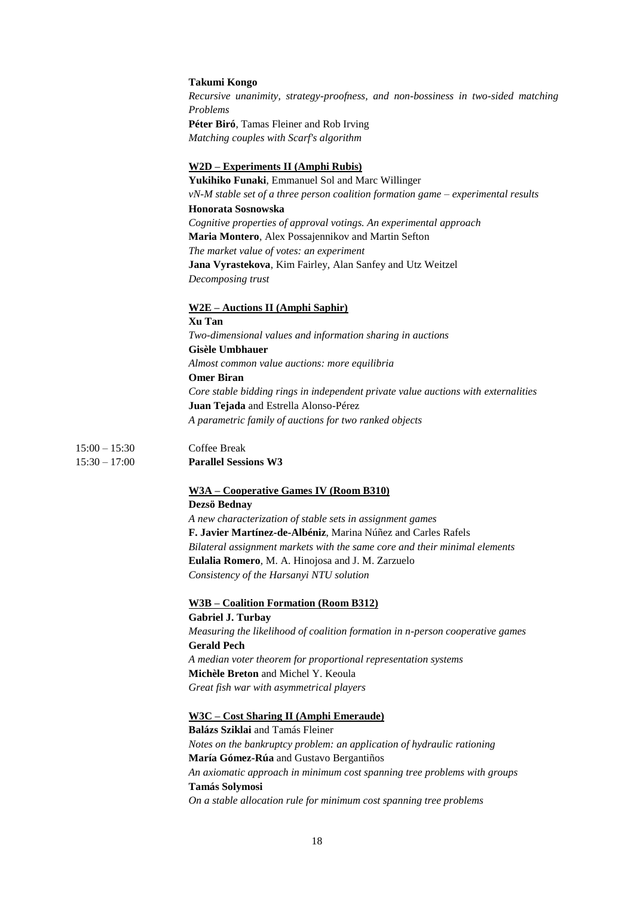**Takumi Kongo**
*Recursive unanimity, strategy-proofness, and non-bossiness in two-sided matching Problems*
**Péter Biró**, Tamas Fleiner and Rob Irving
*Matching couples with Scarf's algorithm*

**W2D – Experiments II (Amphi Rubis)**
**Yukihiko Funaki**, Emmanuel Sol and Marc Willinger
*vN-M stable set of a three person coalition formation game – experimental results*
**Honorata Sosnowska**
*Cognitive properties of approval votings. An experimental approach*
**Maria Montero**, Alex Possajennikov and Martin Sefton
*The market value of votes: an experiment*
**Jana Vyrastekova**, Kim Fairley, Alan Sanfey and Utz Weitzel
*Decomposing trust*

**W2E – Auctions II (Amphi Saphir)**
**Xu Tan**
*Two-dimensional values and information sharing in auctions*
**Gisèle Umbhauer**
*Almost common value auctions: more equilibria*
**Omer Biran**
*Core stable bidding rings in independent private value auctions with externalities*
**Juan Tejada** and Estrella Alonso-Pérez
*A parametric family of auctions for two ranked objects*

15:00 – 15:30 Coffee Break
15:30 – 17:00 **Parallel Sessions W3**

**W3A – Cooperative Games IV (Room B310)**
**Dezsö Bednay**
*A new characterization of stable sets in assignment games*
**F. Javier Martínez-de-Albéniz**, Marina Núñez and Carles Rafels
*Bilateral assignment markets with the same core and their minimal elements*
**Eulalia Romero**, M. A. Hinojosa and J. M. Zarzuelo
*Consistency of the Harsanyi NTU solution*

**W3B – Coalition Formation (Room B312)**
**Gabriel J. Turbay**
*Measuring the likelihood of coalition formation in n-person cooperative games*
**Gerald Pech**
*A median voter theorem for proportional representation systems*
**Michèle Breton** and Michel Y. Keoula
*Great fish war with asymmetrical players*

**W3C – Cost Sharing II (Amphi Emeraude)**
**Balázs Sziklai** and Tamás Fleiner
*Notes on the bankruptcy problem: an application of hydraulic rationing*
**María Gómez-Rúa** and Gustavo Bergantiños
*An axiomatic approach in minimum cost spanning tree problems with groups*
**Tamás Solymosi**
*On a stable allocation rule for minimum cost spanning tree problems*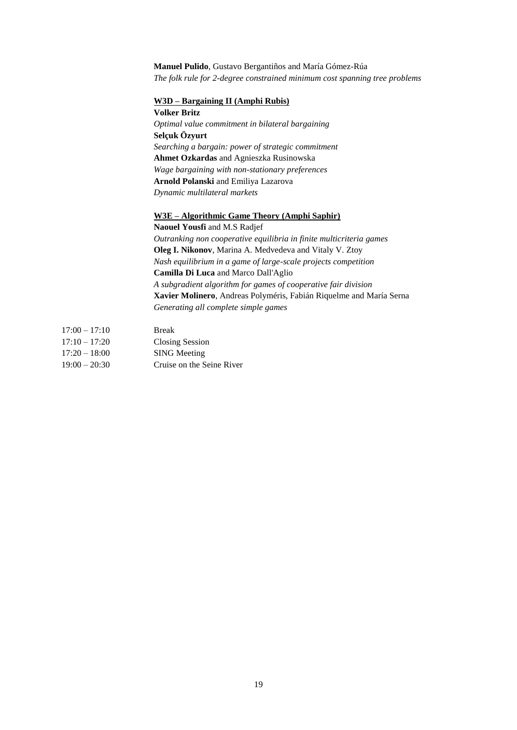**Manuel Pulido**, Gustavo Bergantiños and María Gómez-Rúa
*The folk rule for 2-degree constrained minimum cost spanning tree problems*

**W3D – Bargaining II (Amphi Rubis)**

**Volker Britz**
*Optimal value commitment in bilateral bargaining*
**Selçuk Özyurt**
*Searching a bargain: power of strategic commitment*
**Ahmet Ozkardas** and Agnieszka Rusinowska
*Wage bargaining with non-stationary preferences*
**Arnold Polanski** and Emiliya Lazarova
*Dynamic multilateral markets*

**W3E – Algorithmic Game Theory (Amphi Saphir)**

**Naouel Yousfi** and M.S Radjef
*Outranking non cooperative equilibria in finite multicriteria games*
**Oleg I. Nikonov**, Marina A. Medvedeva and Vitaly V. Ztoy
*Nash equilibrium in a game of large-scale projects competition*
**Camilla Di Luca** and Marco Dall'Aglio
*A subgradient algorithm for games of cooperative fair division*
**Xavier Molinero**, Andreas Polyméris, Fabián Riquelme and María Serna
*Generating all complete simple games*

| | |
|---|---|
| 17:00 – 17:10 | Break |
| 17:10 – 17:20 | Closing Session |
| 17:20 – 18:00 | SING Meeting |
| 19:00 – 20:30 | Cruise on the Seine River |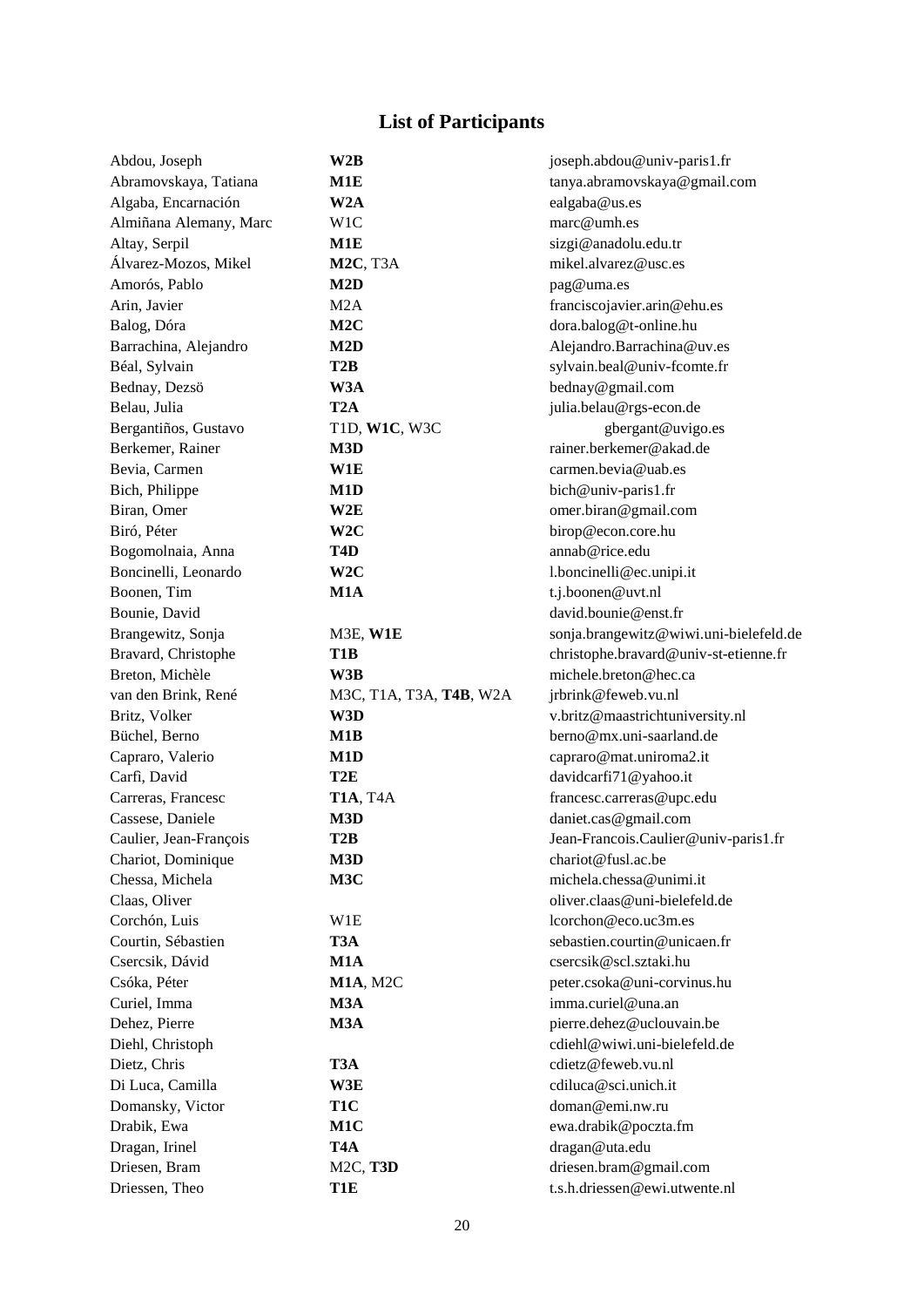# List of Participants

| | | |
|---|---|---|
| Abdou, Joseph | **W2B** | joseph.abdou@univ-paris1.fr |
| Abramovskaya, Tatiana | **M1E** | tanya.abramovskaya@gmail.com |
| Algaba, Encarnación | **W2A** | ealgaba@us.es |
| Almiñana Alemany, Marc | W1C | marc@umh.es |
| Altay, Serpil | **M1E** | sizgi@anadolu.edu.tr |
| Álvarez-Mozos, Mikel | **M2C**, T3A | mikel.alvarez@usc.es |
| Amorós, Pablo | **M2D** | pag@uma.es |
| Arin, Javier | M2A | franciscojavier.arin@ehu.es |
| Balog, Dóra | **M2C** | dora.balog@t-online.hu |
| Barrachina, Alejandro | **M2D** | Alejandro.Barrachina@uv.es |
| Béal, Sylvain | **T2B** | sylvain.beal@univ-fcomte.fr |
| Bednay, Dezsö | **W3A** | bednay@gmail.com |
| Belau, Julia | **T2A** | julia.belau@rgs-econ.de |
| Bergantiños, Gustavo | T1D, **W1C**, W3C | gbergant@uvigo.es |
| Berkemer, Rainer | **M3D** | rainer.berkemer@akad.de |
| Bevia, Carmen | **W1E** | carmen.bevia@uab.es |
| Bich, Philippe | **M1D** | bich@univ-paris1.fr |
| Biran, Omer | **W2E** | omer.biran@gmail.com |
| Biró, Péter | **W2C** | birop@econ.core.hu |
| Bogomolnaia, Anna | **T4D** | annab@rice.edu |
| Boncinelli, Leonardo | **W2C** | l.boncinelli@ec.unipi.it |
| Boonen, Tim | **M1A** | t.j.boonen@uvt.nl |
| Bounie, David | | david.bounie@enst.fr |
| Brangewitz, Sonja | M3E, **W1E** | sonja.brangewitz@wiwi.uni-bielefeld.de |
| Bravard, Christophe | **T1B** | christophe.bravard@univ-st-etienne.fr |
| Breton, Michèle | **W3B** | michele.breton@hec.ca |
| van den Brink, René | M3C, T1A, T3A, **T4B**, W2A | jrbrink@feweb.vu.nl |
| Britz, Volker | **W3D** | v.britz@maastrichtuniversity.nl |
| Büchel, Berno | **M1B** | berno@mx.uni-saarland.de |
| Capraro, Valerio | **M1D** | capraro@mat.uniroma2.it |
| Carfì, David | **T2E** | davidcarfi71@yahoo.it |
| Carreras, Francesc | **T1A**, T4A | francesc.carreras@upc.edu |
| Cassese, Daniele | **M3D** | daniet.cas@gmail.com |
| Caulier, Jean-François | **T2B** | Jean-Francois.Caulier@univ-paris1.fr |
| Chariot, Dominique | **M3D** | chariot@fusl.ac.be |
| Chessa, Michela | **M3C** | michela.chessa@unimi.it |
| Claas, Oliver | | oliver.claas@uni-bielefeld.de |
| Corchón, Luis | W1E | lcorchon@eco.uc3m.es |
| Courtin, Sébastien | **T3A** | sebastien.courtin@unicaen.fr |
| Csercsik, Dávid | **M1A** | csercsik@scl.sztaki.hu |
| Csóka, Péter | **M1A**, M2C | peter.csoka@uni-corvinus.hu |
| Curiel, Imma | **M3A** | imma.curiel@una.an |
| Dehez, Pierre | **M3A** | pierre.dehez@uclouvain.be |
| Diehl, Christoph | | cdiehl@wiwi.uni-bielefeld.de |
| Dietz, Chris | **T3A** | cdietz@feweb.vu.nl |
| Di Luca, Camilla | **W3E** | cdiluca@sci.unich.it |
| Domansky, Victor | **T1C** | doman@emi.nw.ru |
| Drabik, Ewa | **M1C** | ewa.drabik@poczta.fm |
| Dragan, Irinel | **T4A** | dragan@uta.edu |
| Driesen, Bram | M2C, **T3D** | driesen.bram@gmail.com |
| Driessen, Theo | **T1E** | t.s.h.driessen@ewi.utwente.nl |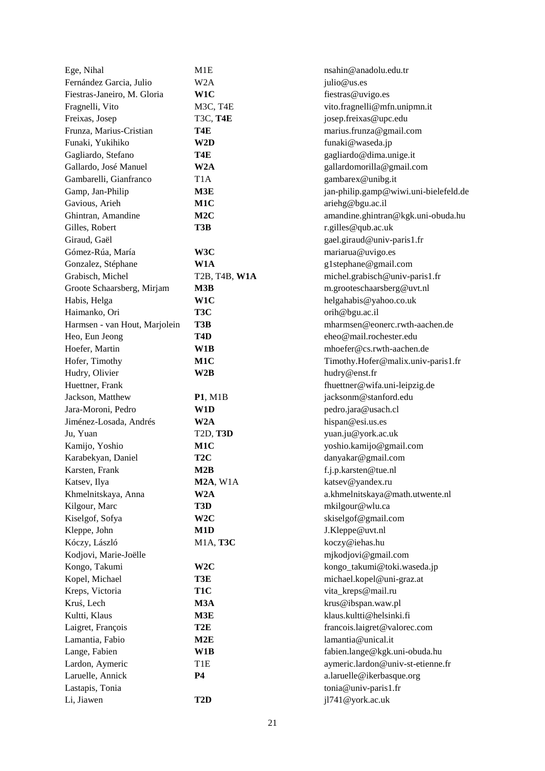| | | |
|---|---|---|
| Ege, Nihal | M1E | nsahin@anadolu.edu.tr |
| Fernández Garcia, Julio | W2A | julio@us.es |
| Fiestras-Janeiro, M. Gloria | **W1C** | fiestras@uvigo.es |
| Fragnelli, Vito | M3C, T4E | vito.fragnelli@mfn.unipmn.it |
| Freixas, Josep | T3C, **T4E** | josep.freixas@upc.edu |
| Frunza, Marius-Cristian | **T4E** | marius.frunza@gmail.com |
| Funaki, Yukihiko | **W2D** | funaki@waseda.jp |
| Gagliardo, Stefano | **T4E** | gagliardo@dima.unige.it |
| Gallardo, José Manuel | **W2A** | gallardomorilla@gmail.com |
| Gambarelli, Gianfranco | T1A | gambarex@unibg.it |
| Gamp, Jan-Philip | **M3E** | jan-philip.gamp@wiwi.uni-bielefeld.de |
| Gavious, Arieh | **M1C** | ariehg@bgu.ac.il |
| Ghintran, Amandine | **M2C** | amandine.ghintran@kgk.uni-obuda.hu |
| Gilles, Robert | **T3B** | r.gilles@qub.ac.uk |
| Giraud, Gaël | | gael.giraud@univ-paris1.fr |
| Gómez-Rúa, María | **W3C** | mariarua@uvigo.es |
| Gonzalez, Stéphane | **W1A** | g1stephane@gmail.com |
| Grabisch, Michel | T2B, T4B, **W1A** | michel.grabisch@univ-paris1.fr |
| Groote Schaarsberg, Mirjam | **M3B** | m.grooteschaarsberg@uvt.nl |
| Habis, Helga | **W1C** | helgahabis@yahoo.co.uk |
| Haimanko, Ori | **T3C** | orih@bgu.ac.il |
| Harmsen - van Hout, Marjolein | **T3B** | mharmsen@eonerc.rwth-aachen.de |
| Heo, Eun Jeong | **T4D** | eheo@mail.rochester.edu |
| Hoefer, Martin | **W1B** | mhoefer@cs.rwth-aachen.de |
| Hofer, Timothy | **M1C** | Timothy.Hofer@malix.univ-paris1.fr |
| Hudry, Olivier | **W2B** | hudry@enst.fr |
| Huettner, Frank | | fhuettner@wifa.uni-leipzig.de |
| Jackson, Matthew | **P1**, M1B | jacksonm@stanford.edu |
| Jara-Moroni, Pedro | **W1D** | pedro.jara@usach.cl |
| Jiménez-Losada, Andrés | **W2A** | hispan@esi.us.es |
| Ju, Yuan | T2D, **T3D** | yuan.ju@york.ac.uk |
| Kamijo, Yoshio | **M1C** | yoshio.kamijo@gmail.com |
| Karabekyan, Daniel | **T2C** | danyakar@gmail.com |
| Karsten, Frank | **M2B** | f.j.p.karsten@tue.nl |
| Katsev, Ilya | **M2A**, W1A | katsev@yandex.ru |
| Khmelnitskaya, Anna | **W2A** | a.khmelnitskaya@math.utwente.nl |
| Kilgour, Marc | **T3D** | mkilgour@wlu.ca |
| Kiselgof, Sofya | **W2C** | skiselgof@gmail.com |
| Kleppe, John | **M1D** | J.Kleppe@uvt.nl |
| Kóczy, László | M1A, **T3C** | koczy@iehas.hu |
| Kodjovi, Marie-Joëlle | | mjkodjovi@gmail.com |
| Kongo, Takumi | **W2C** | kongo_takumi@toki.waseda.jp |
| Kopel, Michael | **T3E** | michael.kopel@uni-graz.at |
| Kreps, Victoria | **T1C** | vita_kreps@mail.ru |
| Kruś, Lech | **M3A** | krus@ibspan.waw.pl |
| Kultti, Klaus | **M3E** | klaus.kultti@helsinki.fi |
| Laigret, François | **T2E** | francois.laigret@valorec.com |
| Lamantia, Fabio | **M2E** | lamantia@unical.it |
| Lange, Fabien | **W1B** | fabien.lange@kgk.uni-obuda.hu |
| Lardon, Aymeric | T1E | aymeric.lardon@univ-st-etienne.fr |
| Laruelle, Annick | **P4** | a.laruelle@ikerbasque.org |
| Lastapis, Tonia | | tonia@univ-paris1.fr |
| Li, Jiawen | **T2D** | jl741@york.ac.uk |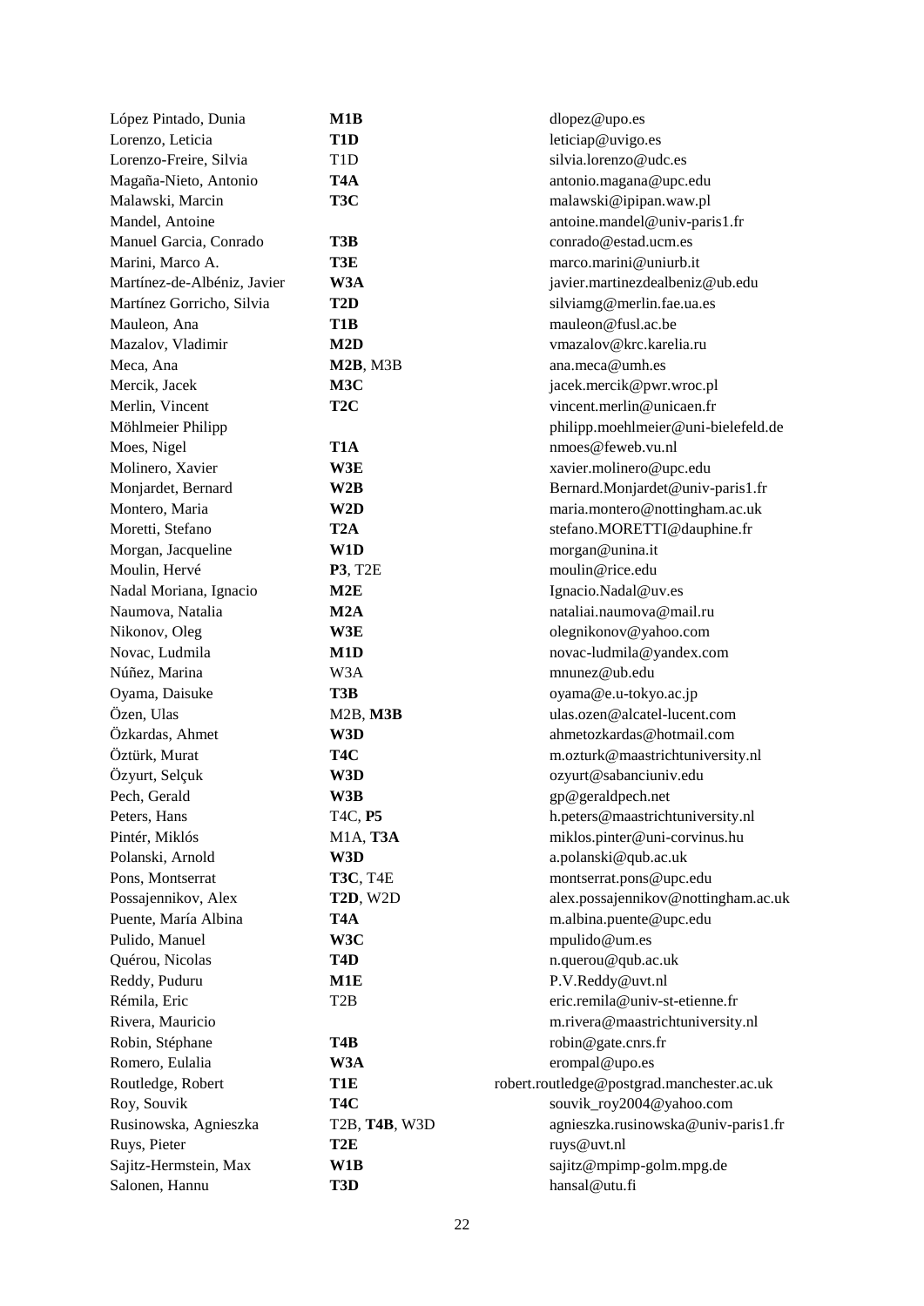| | | |
|---|---|---|
| López Pintado, Dunia | **M1B** | dlopez@upo.es |
| Lorenzo, Leticia | **T1D** | leticiap@uvigo.es |
| Lorenzo-Freire, Silvia | T1D | silvia.lorenzo@udc.es |
| Magaña-Nieto, Antonio | **T4A** | antonio.magana@upc.edu |
| Malawski, Marcin | **T3C** | malawski@ipipan.waw.pl |
| Mandel, Antoine | | antoine.mandel@univ-paris1.fr |
| Manuel Garcia, Conrado | **T3B** | conrado@estad.ucm.es |
| Marini, Marco A. | **T3E** | marco.marini@uniurb.it |
| Martínez-de-Albéniz, Javier | **W3A** | javier.martinezdealbeniz@ub.edu |
| Martínez Gorricho, Silvia | **T2D** | silviamg@merlin.fae.ua.es |
| Mauleon, Ana | **T1B** | mauleon@fusl.ac.be |
| Mazalov, Vladimir | **M2D** | vmazalov@krc.karelia.ru |
| Meca, Ana | **M2B**, M3B | ana.meca@umh.es |
| Mercik, Jacek | **M3C** | jacek.mercik@pwr.wroc.pl |
| Merlin, Vincent | **T2C** | vincent.merlin@unicaen.fr |
| Möhlmeier Philipp | | philipp.moehlmeier@uni-bielefeld.de |
| Moes, Nigel | **T1A** | nmoes@feweb.vu.nl |
| Molinero, Xavier | **W3E** | xavier.molinero@upc.edu |
| Monjardet, Bernard | **W2B** | Bernard.Monjardet@univ-paris1.fr |
| Montero, Maria | **W2D** | maria.montero@nottingham.ac.uk |
| Moretti, Stefano | **T2A** | stefano.MORETTI@dauphine.fr |
| Morgan, Jacqueline | **W1D** | morgan@unina.it |
| Moulin, Hervé | **P3**, T2E | moulin@rice.edu |
| Nadal Moriana, Ignacio | **M2E** | Ignacio.Nadal@uv.es |
| Naumova, Natalia | **M2A** | nataliai.naumova@mail.ru |
| Nikonov, Oleg | **W3E** | olegnikonov@yahoo.com |
| Novac, Ludmila | **M1D** | novac-ludmila@yandex.com |
| Núñez, Marina | W3A | mnunez@ub.edu |
| Oyama, Daisuke | **T3B** | oyama@e.u-tokyo.ac.jp |
| Özen, Ulas | M2B, **M3B** | ulas.ozen@alcatel-lucent.com |
| Özkardas, Ahmet | **W3D** | ahmetozkardas@hotmail.com |
| Öztürk, Murat | **T4C** | m.ozturk@maastrichtuniversity.nl |
| Özyurt, Selçuk | **W3D** | ozyurt@sabanciuniv.edu |
| Pech, Gerald | **W3B** | gp@geraldpech.net |
| Peters, Hans | T4C, **P5** | h.peters@maastrichtuniversity.nl |
| Pintér, Miklós | M1A, **T3A** | miklos.pinter@uni-corvinus.hu |
| Polanski, Arnold | **W3D** | a.polanski@qub.ac.uk |
| Pons, Montserrat | **T3C**, T4E | montserrat.pons@upc.edu |
| Possajennikov, Alex | **T2D**, W2D | alex.possajennikov@nottingham.ac.uk |
| Puente, María Albina | **T4A** | m.albina.puente@upc.edu |
| Pulido, Manuel | **W3C** | mpulido@um.es |
| Quérou, Nicolas | **T4D** | n.querou@qub.ac.uk |
| Reddy, Puduru | **M1E** | P.V.Reddy@uvt.nl |
| Rémila, Eric | T2B | eric.remila@univ-st-etienne.fr |
| Rivera, Mauricio | | m.rivera@maastrichtuniversity.nl |
| Robin, Stéphane | **T4B** | robin@gate.cnrs.fr |
| Romero, Eulalia | **W3A** | erompal@upo.es |
| Routledge, Robert | **T1E** | robert.routledge@postgrad.manchester.ac.uk |
| Roy, Souvik | **T4C** | souvik_roy2004@yahoo.com |
| Rusinowska, Agnieszka | T2B, **T4B**, W3D | agnieszka.rusinowska@univ-paris1.fr |
| Ruys, Pieter | **T2E** | ruys@uvt.nl |
| Sajitz-Hermstein, Max | **W1B** | sajitz@mpimp-golm.mpg.de |
| Salonen, Hannu | **T3D** | hansal@utu.fi |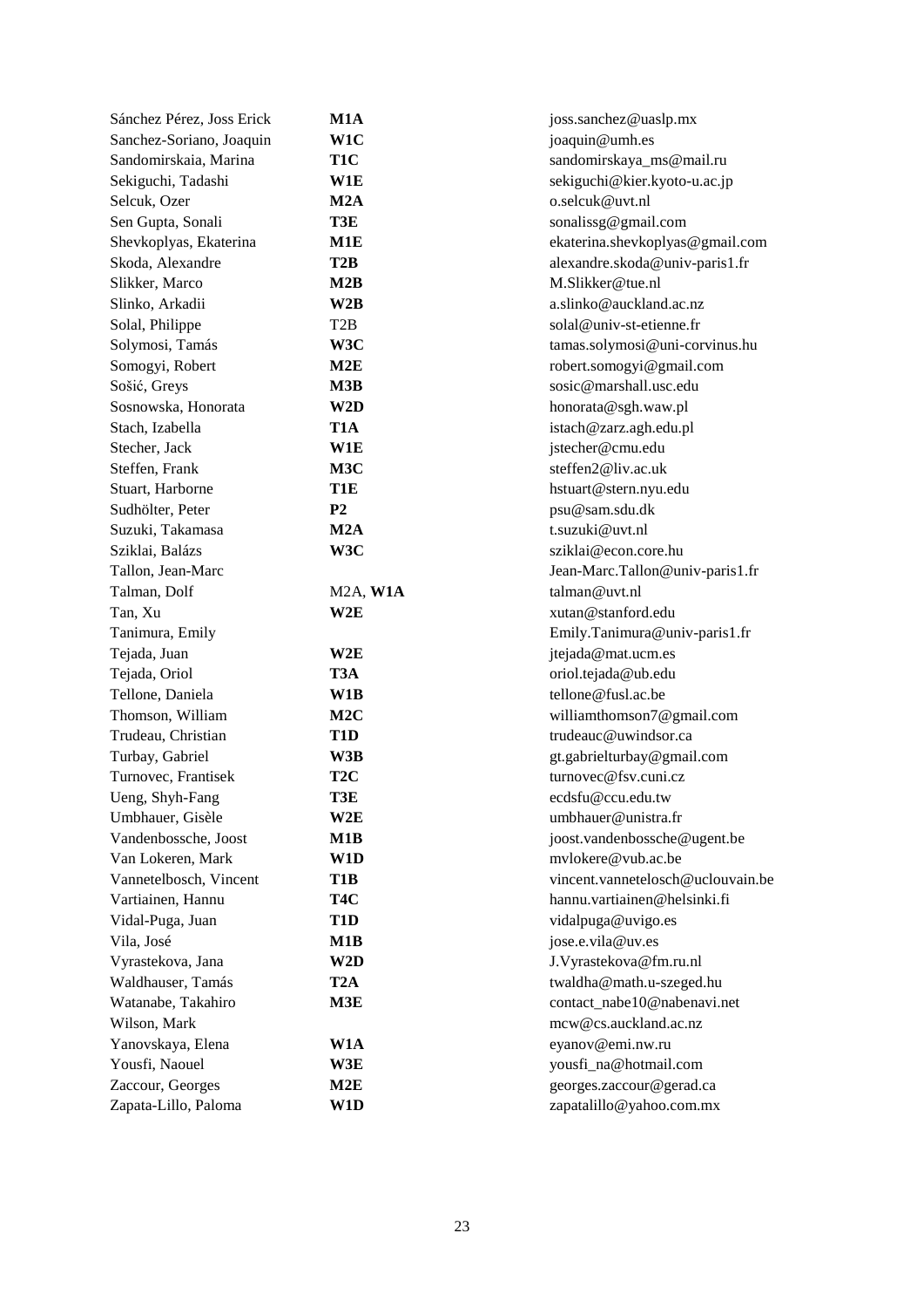| | | |
|---|---|---|
| Sánchez Pérez, Joss Erick | **M1A** | joss.sanchez@uaslp.mx |
| Sanchez-Soriano, Joaquin | **W1C** | joaquin@umh.es |
| Sandomirskaia, Marina | **T1C** | sandomirskaya_ms@mail.ru |
| Sekiguchi, Tadashi | **W1E** | sekiguchi@kier.kyoto-u.ac.jp |
| Selcuk, Ozer | **M2A** | o.selcuk@uvt.nl |
| Sen Gupta, Sonali | **T3E** | sonalissg@gmail.com |
| Shevkoplyas, Ekaterina | **M1E** | ekaterina.shevkoplyas@gmail.com |
| Skoda, Alexandre | **T2B** | alexandre.skoda@univ-paris1.fr |
| Slikker, Marco | **M2B** | M.Slikker@tue.nl |
| Slinko, Arkadii | **W2B** | a.slinko@auckland.ac.nz |
| Solal, Philippe | T2B | solal@univ-st-etienne.fr |
| Solymosi, Tamás | **W3C** | tamas.solymosi@uni-corvinus.hu |
| Somogyi, Robert | **M2E** | robert.somogyi@gmail.com |
| Sošić, Greys | **M3B** | sosic@marshall.usc.edu |
| Sosnowska, Honorata | **W2D** | honorata@sgh.waw.pl |
| Stach, Izabella | **T1A** | istach@zarz.agh.edu.pl |
| Stecher, Jack | **W1E** | jstecher@cmu.edu |
| Steffen, Frank | **M3C** | steffen2@liv.ac.uk |
| Stuart, Harborne | **T1E** | hstuart@stern.nyu.edu |
| Sudhölter, Peter | **P2** | psu@sam.sdu.dk |
| Suzuki, Takamasa | **M2A** | t.suzuki@uvt.nl |
| Sziklai, Balázs | **W3C** | sziklai@econ.core.hu |
| Tallon, Jean-Marc | | Jean-Marc.Tallon@univ-paris1.fr |
| Talman, Dolf | M2A, **W1A** | talman@uvt.nl |
| Tan, Xu | **W2E** | xutan@stanford.edu |
| Tanimura, Emily | | Emily.Tanimura@univ-paris1.fr |
| Tejada, Juan | **W2E** | jtejada@mat.ucm.es |
| Tejada, Oriol | **T3A** | oriol.tejada@ub.edu |
| Tellone, Daniela | **W1B** | tellone@fusl.ac.be |
| Thomson, William | **M2C** | williamthomson7@gmail.com |
| Trudeau, Christian | **T1D** | trudeauc@uwindsor.ca |
| Turbay, Gabriel | **W3B** | gt.gabrielturbay@gmail.com |
| Turnovec, Frantisek | **T2C** | turnovec@fsv.cuni.cz |
| Ueng, Shyh-Fang | **T3E** | ecdsfu@ccu.edu.tw |
| Umbhauer, Gisèle | **W2E** | umbhauer@unistra.fr |
| Vandenbossche, Joost | **M1B** | joost.vandenbossche@ugent.be |
| Van Lokeren, Mark | **W1D** | mvlokere@vub.ac.be |
| Vannetelbosch, Vincent | **T1B** | vincent.vannetelosch@uclouvain.be |
| Vartiainen, Hannu | **T4C** | hannu.vartiainen@helsinki.fi |
| Vidal-Puga, Juan | **T1D** | vidalpuga@uvigo.es |
| Vila, José | **M1B** | jose.e.vila@uv.es |
| Vyrastekova, Jana | **W2D** | J.Vyrastekova@fm.ru.nl |
| Waldhauser, Tamás | **T2A** | twaldha@math.u-szeged.hu |
| Watanabe, Takahiro | **M3E** | contact_nabe10@nabenavi.net |
| Wilson, Mark | | mcw@cs.auckland.ac.nz |
| Yanovskaya, Elena | **W1A** | eyanov@emi.nw.ru |
| Yousfi, Naouel | **W3E** | yousfi_na@hotmail.com |
| Zaccour, Georges | **M2E** | georges.zaccour@gerad.ca |
| Zapata-Lillo, Paloma | **W1D** | zapatalillo@yahoo.com.mx |